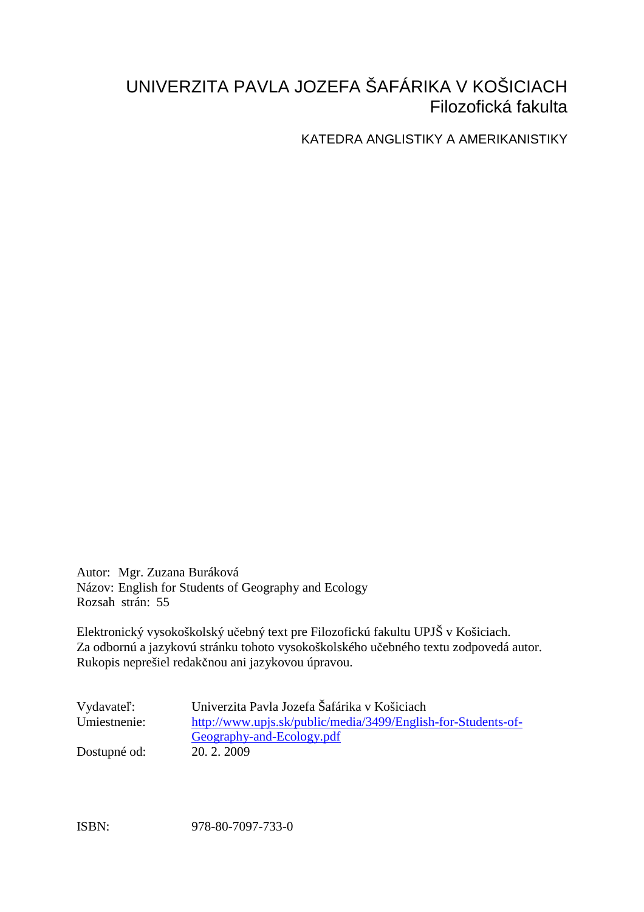# UNIVERZITA PAVLA JOZEFA ŠAFÁRIKA V KOŠICIACH
## Filozofická fakulta

KATEDRA ANGLISTIKY A AMERIKANISTIKY

Autor: Mgr. Zuzana Buráková
Názov: English for Students of Geography and Ecology
Rozsah strán: 55

Elektronický vysokoškolský učebný text pre Filozofickú fakultu UPJŠ v Košiciach.
Za odbornú a jazykovú stránku tohoto vysokoškolského učebného textu zodpovedá autor.
Rukopis neprešiel redakčnou ani jazykovou úpravou.

| | |
|---|---|
| Vydavateľ: | Univerzita Pavla Jozefa Šafárika v Košiciach |
| Umiestnenie: | http://www.upjs.sk/public/media/3499/English-for-Students-of-Geography-and-Ecology.pdf |
| Dostupné od: | 20. 2. 2009 |

ISBN: 978-80-7097-733-0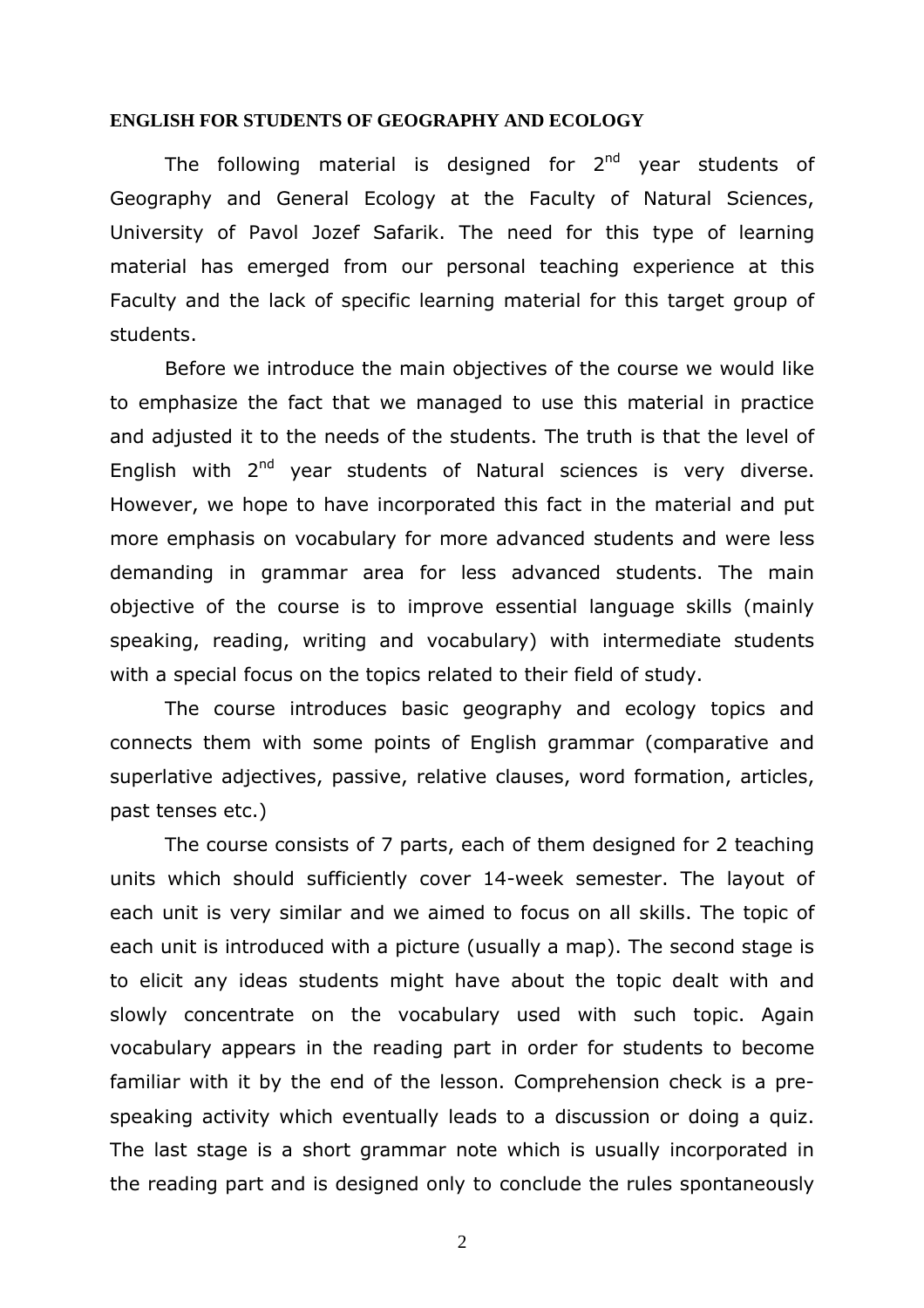**ENGLISH FOR STUDENTS OF GEOGRAPHY AND ECOLOGY**

The following material is designed for 2nd year students of Geography and General Ecology at the Faculty of Natural Sciences, University of Pavol Jozef Safarik. The need for this type of learning material has emerged from our personal teaching experience at this Faculty and the lack of specific learning material for this target group of students.

Before we introduce the main objectives of the course we would like to emphasize the fact that we managed to use this material in practice and adjusted it to the needs of the students. The truth is that the level of English with 2nd year students of Natural sciences is very diverse. However, we hope to have incorporated this fact in the material and put more emphasis on vocabulary for more advanced students and were less demanding in grammar area for less advanced students. The main objective of the course is to improve essential language skills (mainly speaking, reading, writing and vocabulary) with intermediate students with a special focus on the topics related to their field of study.

The course introduces basic geography and ecology topics and connects them with some points of English grammar (comparative and superlative adjectives, passive, relative clauses, word formation, articles, past tenses etc.)

The course consists of 7 parts, each of them designed for 2 teaching units which should sufficiently cover 14-week semester. The layout of each unit is very similar and we aimed to focus on all skills. The topic of each unit is introduced with a picture (usually a map). The second stage is to elicit any ideas students might have about the topic dealt with and slowly concentrate on the vocabulary used with such topic. Again vocabulary appears in the reading part in order for students to become familiar with it by the end of the lesson. Comprehension check is a pre-speaking activity which eventually leads to a discussion or doing a quiz. The last stage is a short grammar note which is usually incorporated in the reading part and is designed only to conclude the rules spontaneously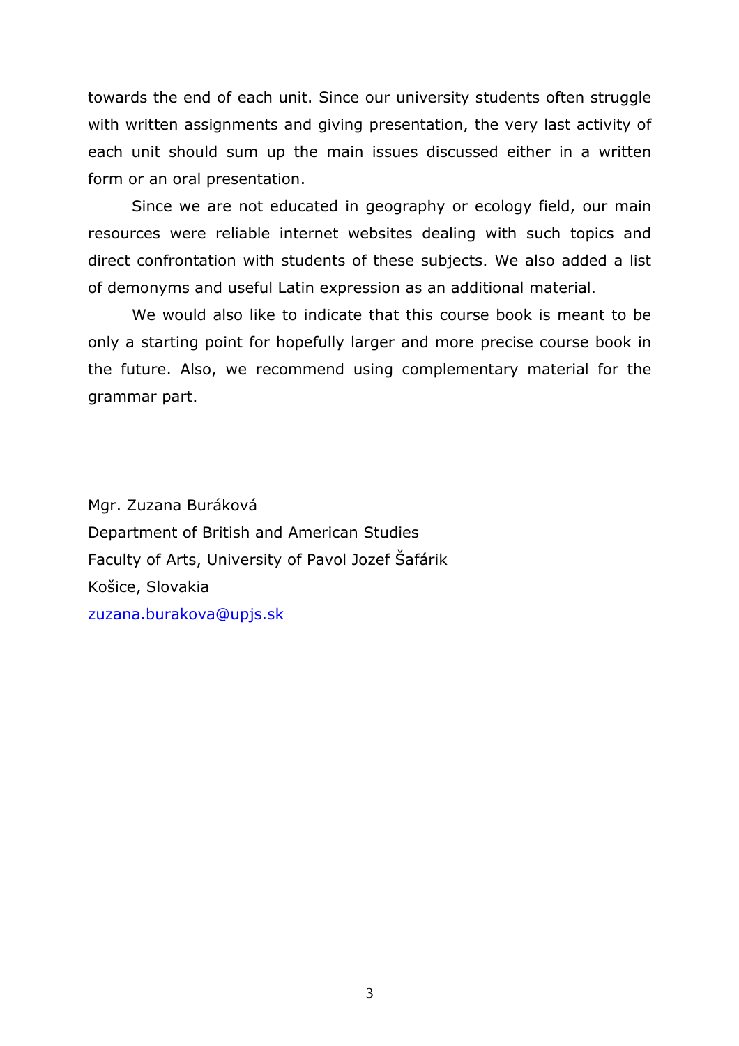towards the end of each unit. Since our university students often struggle with written assignments and giving presentation, the very last activity of each unit should sum up the main issues discussed either in a written form or an oral presentation.

Since we are not educated in geography or ecology field, our main resources were reliable internet websites dealing with such topics and direct confrontation with students of these subjects. We also added a list of demonyms and useful Latin expression as an additional material.

We would also like to indicate that this course book is meant to be only a starting point for hopefully larger and more precise course book in the future. Also, we recommend using complementary material for the grammar part.

Mgr. Zuzana Buráková  
Department of British and American Studies  
Faculty of Arts, University of Pavol Jozef Šafárik  
Košice, Slovakia  
zuzana.burakova@upjs.sk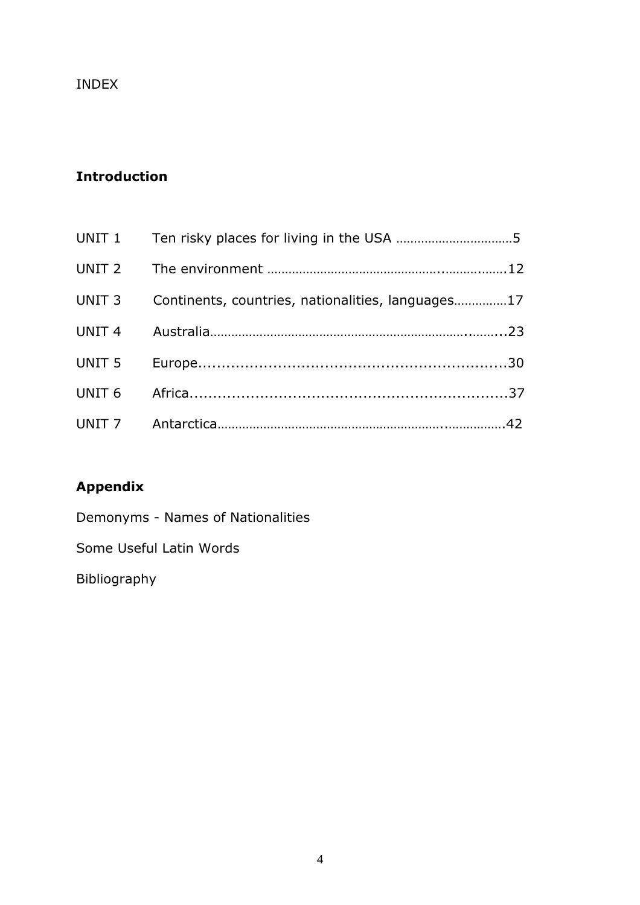INDEX

## Introduction

| | | |
|---|---|---|
| UNIT 1 | Ten risky places for living in the USA | 5 |
| UNIT 2 | The environment | 12 |
| UNIT 3 | Continents, countries, nationalities, languages | 17 |
| UNIT 4 | Australia | 23 |
| UNIT 5 | Europe | 30 |
| UNIT 6 | Africa | 37 |
| UNIT 7 | Antarctica | 42 |

## Appendix

Demonyms - Names of Nationalities

Some Useful Latin Words

Bibliography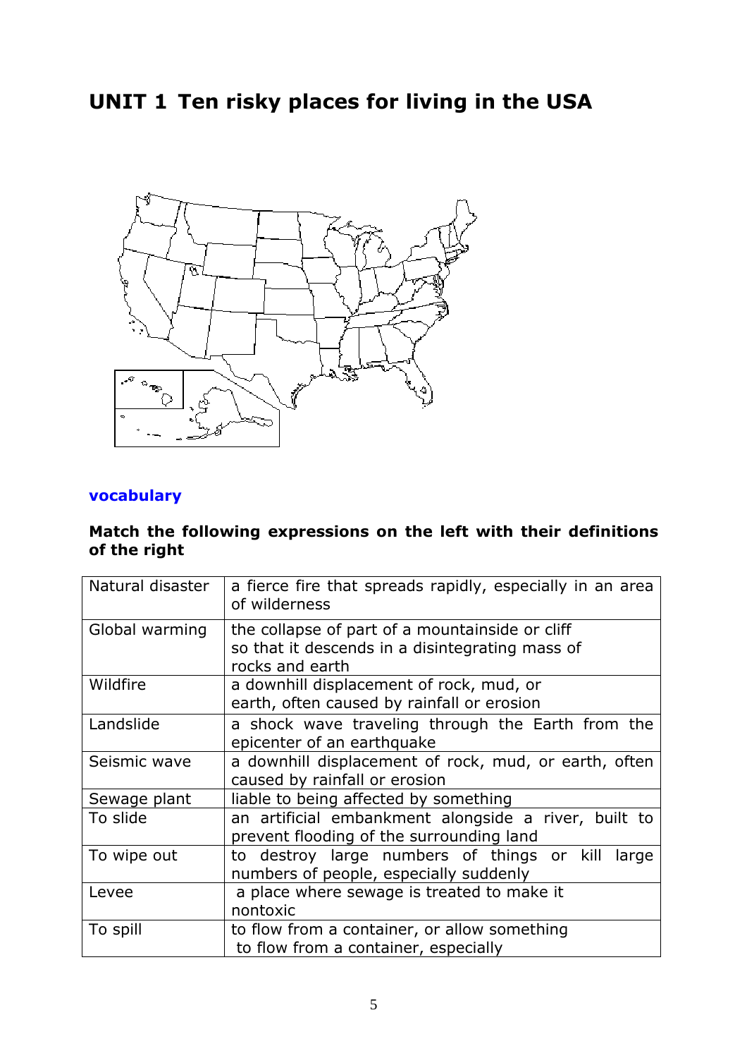# UNIT 1 Ten risky places for living in the USA

## vocabulary

**Match the following expressions on the left with their definitions of the right**

| Natural disaster | a fierce fire that spreads rapidly, especially in an area of wilderness |
|---|---|
| Global warming | the collapse of part of a mountainside or cliff so that it descends in a disintegrating mass of rocks and earth |
| Wildfire | a downhill displacement of rock, mud, or earth, often caused by rainfall or erosion |
| Landslide | a shock wave traveling through the Earth from the epicenter of an earthquake |
| Seismic wave | a downhill displacement of rock, mud, or earth, often caused by rainfall or erosion |
| Sewage plant | liable to being affected by something |
| To slide | an artificial embankment alongside a river, built to prevent flooding of the surrounding land |
| To wipe out | to destroy large numbers of things or kill large numbers of people, especially suddenly |
| Levee | a place where sewage is treated to make it nontoxic |
| To spill | to flow from a container, or allow something to flow from a container, especially |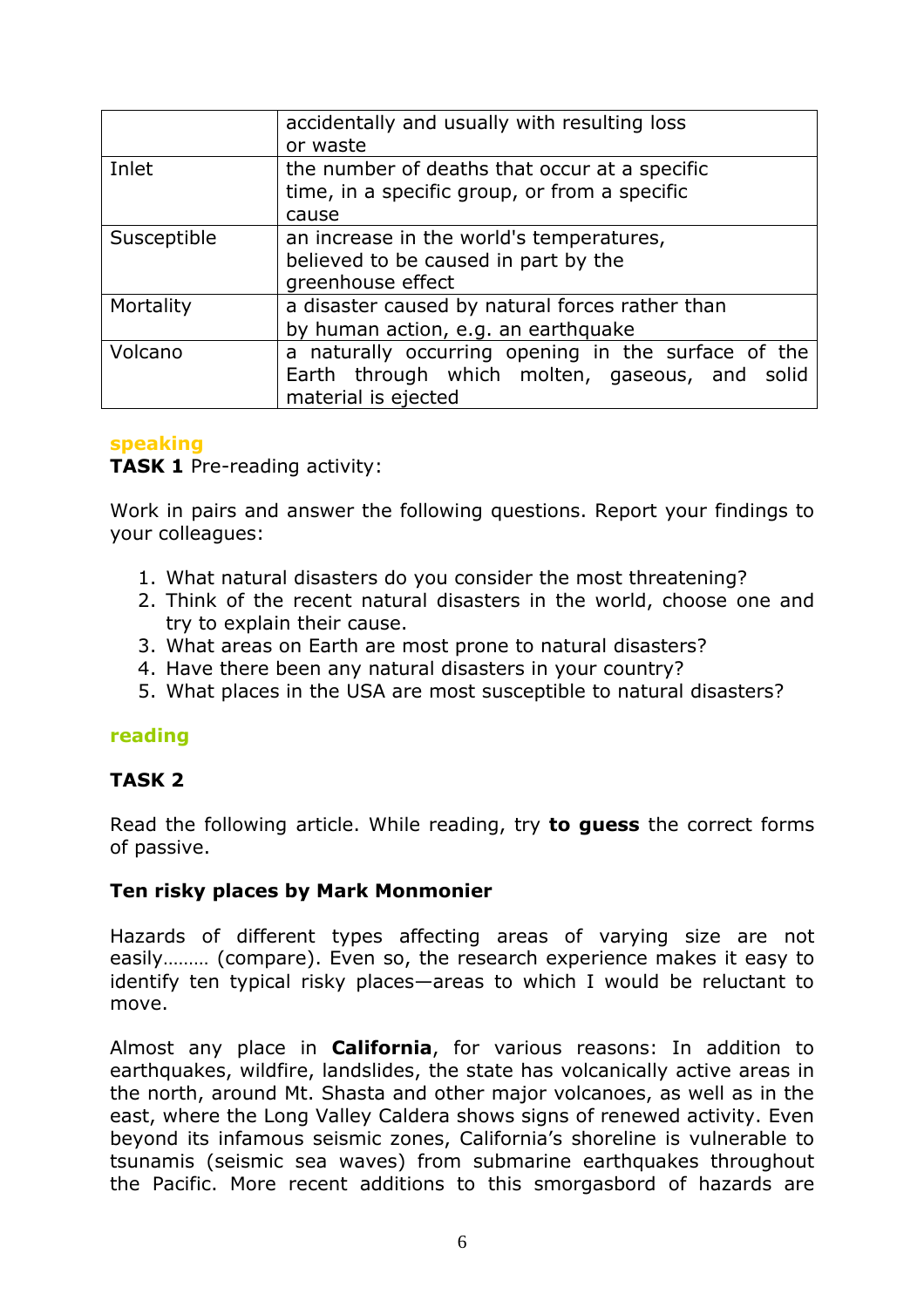| | |
|---|---|
| | accidentally and usually with resulting loss or waste |
| Inlet | the number of deaths that occur at a specific time, in a specific group, or from a specific cause |
| Susceptible | an increase in the world's temperatures, believed to be caused in part by the greenhouse effect |
| Mortality | a disaster caused by natural forces rather than by human action, e.g. an earthquake |
| Volcano | a naturally occurring opening in the surface of the Earth through which molten, gaseous, and solid material is ejected |

## speaking

**TASK 1** Pre-reading activity:

Work in pairs and answer the following questions. Report your findings to your colleagues:

1. What natural disasters do you consider the most threatening?
2. Think of the recent natural disasters in the world, choose one and try to explain their cause.
3. What areas on Earth are most prone to natural disasters?
4. Have there been any natural disasters in your country?
5. What places in the USA are most susceptible to natural disasters?

## reading

### TASK 2

Read the following article. While reading, try **to guess** the correct forms of passive.

### Ten risky places by Mark Monmonier

Hazards of different types affecting areas of varying size are not easily……… (compare). Even so, the research experience makes it easy to identify ten typical risky places—areas to which I would be reluctant to move.

Almost any place in **California**, for various reasons: In addition to earthquakes, wildfire, landslides, the state has volcanically active areas in the north, around Mt. Shasta and other major volcanoes, as well as in the east, where the Long Valley Caldera shows signs of renewed activity. Even beyond its infamous seismic zones, California's shoreline is vulnerable to tsunamis (seismic sea waves) from submarine earthquakes throughout the Pacific. More recent additions to this smorgasbord of hazards are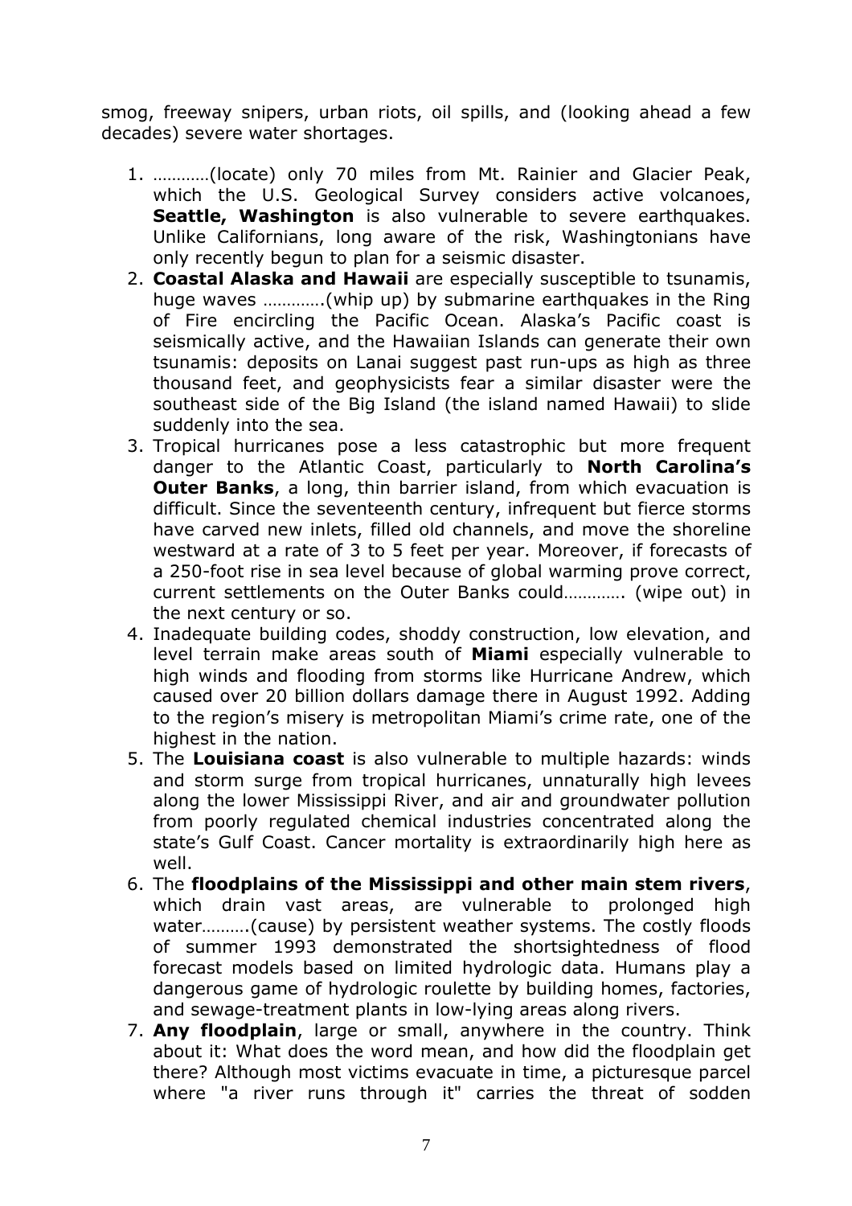smog, freeway snipers, urban riots, oil spills, and (looking ahead a few decades) severe water shortages.

1. …………(locate) only 70 miles from Mt. Rainier and Glacier Peak, which the U.S. Geological Survey considers active volcanoes, **Seattle, Washington** is also vulnerable to severe earthquakes. Unlike Californians, long aware of the risk, Washingtonians have only recently begun to plan for a seismic disaster.
2. **Coastal Alaska and Hawaii** are especially susceptible to tsunamis, huge waves ………….(whip up) by submarine earthquakes in the Ring of Fire encircling the Pacific Ocean. Alaska's Pacific coast is seismically active, and the Hawaiian Islands can generate their own tsunamis: deposits on Lanai suggest past run-ups as high as three thousand feet, and geophysicists fear a similar disaster were the southeast side of the Big Island (the island named Hawaii) to slide suddenly into the sea.
3. Tropical hurricanes pose a less catastrophic but more frequent danger to the Atlantic Coast, particularly to **North Carolina's Outer Banks**, a long, thin barrier island, from which evacuation is difficult. Since the seventeenth century, infrequent but fierce storms have carved new inlets, filled old channels, and move the shoreline westward at a rate of 3 to 5 feet per year. Moreover, if forecasts of a 250-foot rise in sea level because of global warming prove correct, current settlements on the Outer Banks could…………. (wipe out) in the next century or so.
4. Inadequate building codes, shoddy construction, low elevation, and level terrain make areas south of **Miami** especially vulnerable to high winds and flooding from storms like Hurricane Andrew, which caused over 20 billion dollars damage there in August 1992. Adding to the region's misery is metropolitan Miami's crime rate, one of the highest in the nation.
5. The **Louisiana coast** is also vulnerable to multiple hazards: winds and storm surge from tropical hurricanes, unnaturally high levees along the lower Mississippi River, and air and groundwater pollution from poorly regulated chemical industries concentrated along the state's Gulf Coast. Cancer mortality is extraordinarily high here as well.
6. The **floodplains of the Mississippi and other main stem rivers**, which drain vast areas, are vulnerable to prolonged high water……….(cause) by persistent weather systems. The costly floods of summer 1993 demonstrated the shortsightedness of flood forecast models based on limited hydrologic data. Humans play a dangerous game of hydrologic roulette by building homes, factories, and sewage-treatment plants in low-lying areas along rivers.
7. **Any floodplain**, large or small, anywhere in the country. Think about it: What does the word mean, and how did the floodplain get there? Although most victims evacuate in time, a picturesque parcel where "a river runs through it" carries the threat of sodden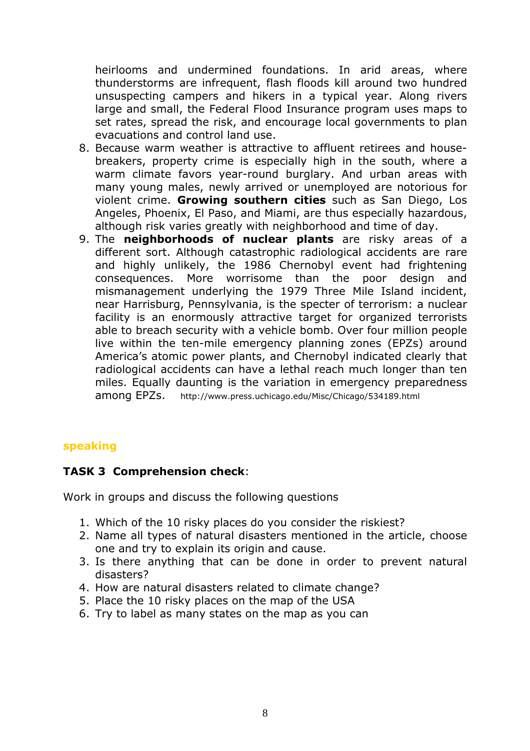heirlooms and undermined foundations. In arid areas, where thunderstorms are infrequent, flash floods kill around two hundred unsuspecting campers and hikers in a typical year. Along rivers large and small, the Federal Flood Insurance program uses maps to set rates, spread the risk, and encourage local governments to plan evacuations and control land use.

8. Because warm weather is attractive to affluent retirees and house-breakers, property crime is especially high in the south, where a warm climate favors year-round burglary. And urban areas with many young males, newly arrived or unemployed are notorious for violent crime. **Growing southern cities** such as San Diego, Los Angeles, Phoenix, El Paso, and Miami, are thus especially hazardous, although risk varies greatly with neighborhood and time of day.
9. The **neighborhoods of nuclear plants** are risky areas of a different sort. Although catastrophic radiological accidents are rare and highly unlikely, the 1986 Chernobyl event had frightening consequences. More worrisome than the poor design and mismanagement underlying the 1979 Three Mile Island incident, near Harrisburg, Pennsylvania, is the specter of terrorism: a nuclear facility is an enormously attractive target for organized terrorists able to breach security with a vehicle bomb. Over four million people live within the ten-mile emergency planning zones (EPZs) around America's atomic power plants, and Chernobyl indicated clearly that radiological accidents can have a lethal reach much longer than ten miles. Equally daunting is the variation in emergency preparedness among EPZs. http://www.press.uchicago.edu/Misc/Chicago/534189.html

## speaking

### TASK 3 Comprehension check:

Work in groups and discuss the following questions

1. Which of the 10 risky places do you consider the riskiest?
2. Name all types of natural disasters mentioned in the article, choose one and try to explain its origin and cause.
3. Is there anything that can be done in order to prevent natural disasters?
4. How are natural disasters related to climate change?
5. Place the 10 risky places on the map of the USA
6. Try to label as many states on the map as you can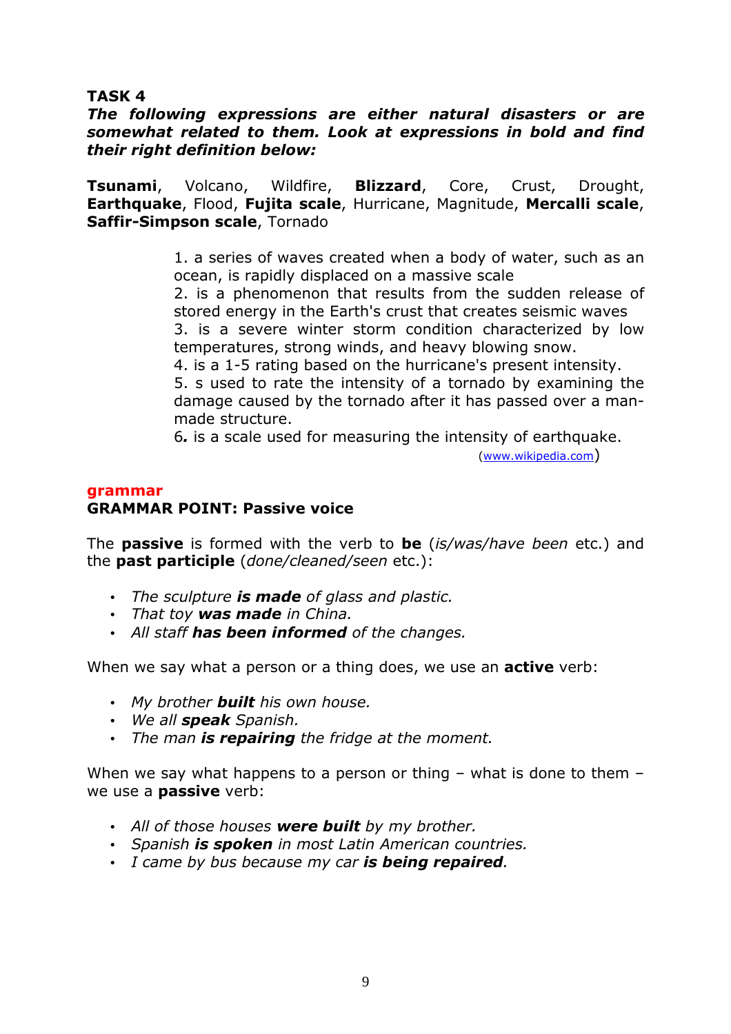**TASK 4**

***The following expressions are either natural disasters or are somewhat related to them. Look at expressions in bold and find their right definition below:***

**Tsunami**, Volcano, Wildfire, **Blizzard**, Core, Crust, Drought, **Earthquake**, Flood, **Fujita scale**, Hurricane, Magnitude, **Mercalli scale**, **Saffir-Simpson scale**, Tornado

1. a series of waves created when a body of water, such as an ocean, is rapidly displaced on a massive scale
2. is a phenomenon that results from the sudden release of stored energy in the Earth's crust that creates seismic waves
3. is a severe winter storm condition characterized by low temperatures, strong winds, and heavy blowing snow.
4. is a 1-5 rating based on the hurricane's present intensity.
5. s used to rate the intensity of a tornado by examining the damage caused by the tornado after it has passed over a man-made structure.
6*.* is a scale used for measuring the intensity of earthquake.

(www.wikipedia.com)

## grammar

### GRAMMAR POINT: Passive voice

The **passive** is formed with the verb to **be** (*is/was/have been* etc.) and the **past participle** (*done/cleaned/seen* etc.):

- *The sculpture **is made** of glass and plastic.*
- *That toy **was made** in China.*
- *All staff **has been informed** of the changes.*

When we say what a person or a thing does, we use an **active** verb:

- *My brother **built** his own house.*
- *We all **speak** Spanish.*
- *The man **is repairing** the fridge at the moment.*

When we say what happens to a person or thing – what is done to them – we use a **passive** verb:

- *All of those houses **were built** by my brother.*
- *Spanish **is spoken** in most Latin American countries.*
- *I came by bus because my car **is being repaired**.*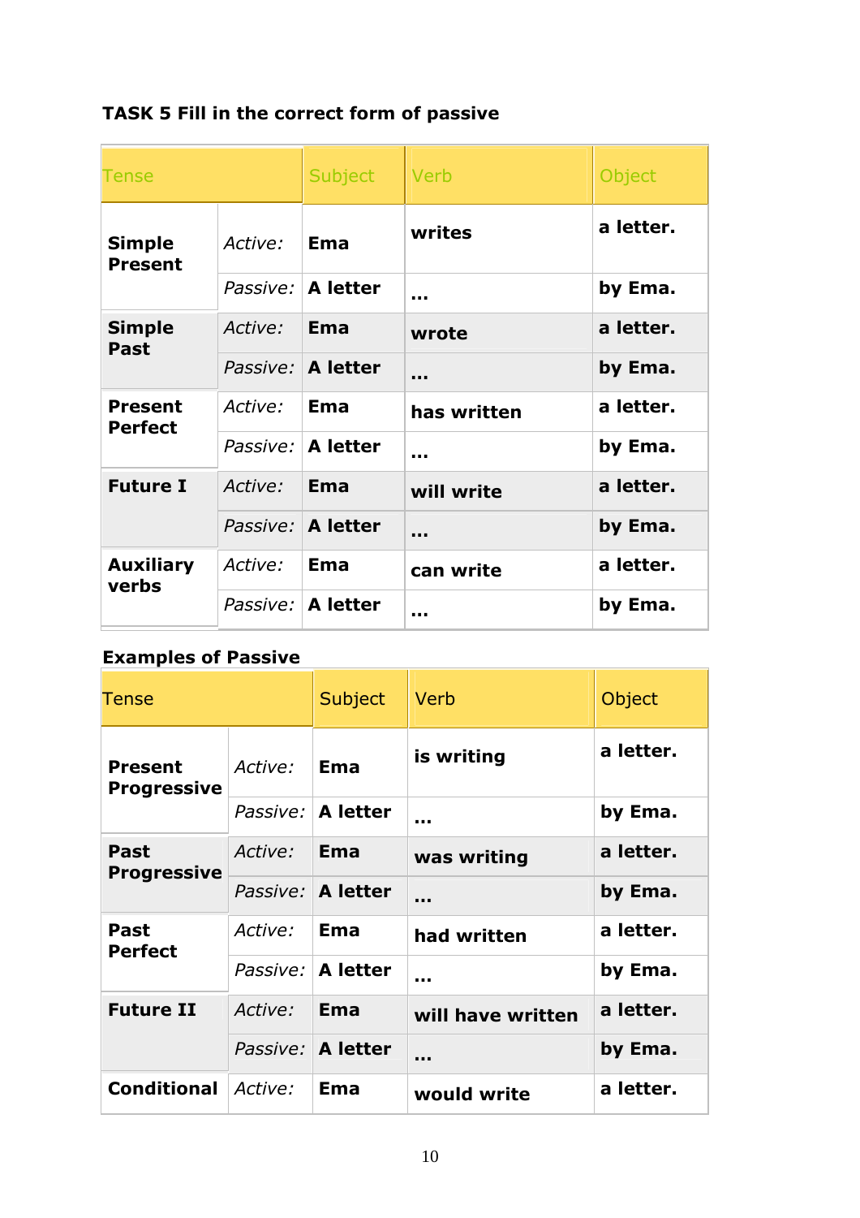**TASK 5 Fill in the correct form of passive**

| Tense | | Subject | Verb | Object |
|---|---|---|---|---|
| **Simple Present** | *Active:* | **Ema** | **writes** | **a letter.** |
| | *Passive:* | **A letter** | **...** | **by Ema.** |
| **Simple Past** | *Active:* | **Ema** | **wrote** | **a letter.** |
| | *Passive:* | **A letter** | **...** | **by Ema.** |
| **Present Perfect** | *Active:* | **Ema** | **has written** | **a letter.** |
| | *Passive:* | **A letter** | **...** | **by Ema.** |
| **Future I** | *Active:* | **Ema** | **will write** | **a letter.** |
| | *Passive:* | **A letter** | **...** | **by Ema.** |
| **Auxiliary verbs** | *Active:* | **Ema** | **can write** | **a letter.** |
| | *Passive:* | **A letter** | **...** | **by Ema.** |

**Examples of Passive**

| Tense | | Subject | Verb | Object |
|---|---|---|---|---|
| **Present Progressive** | *Active:* | **Ema** | **is writing** | **a letter.** |
| | *Passive:* | **A letter** | **...** | **by Ema.** |
| **Past Progressive** | *Active:* | **Ema** | **was writing** | **a letter.** |
| | *Passive:* | **A letter** | **...** | **by Ema.** |
| **Past Perfect** | *Active:* | **Ema** | **had written** | **a letter.** |
| | *Passive:* | **A letter** | **...** | **by Ema.** |
| **Future II** | *Active:* | **Ema** | **will have written** | **a letter.** |
| | *Passive:* | **A letter** | **...** | **by Ema.** |
| **Conditional** | *Active:* | **Ema** | **would write** | **a letter.** |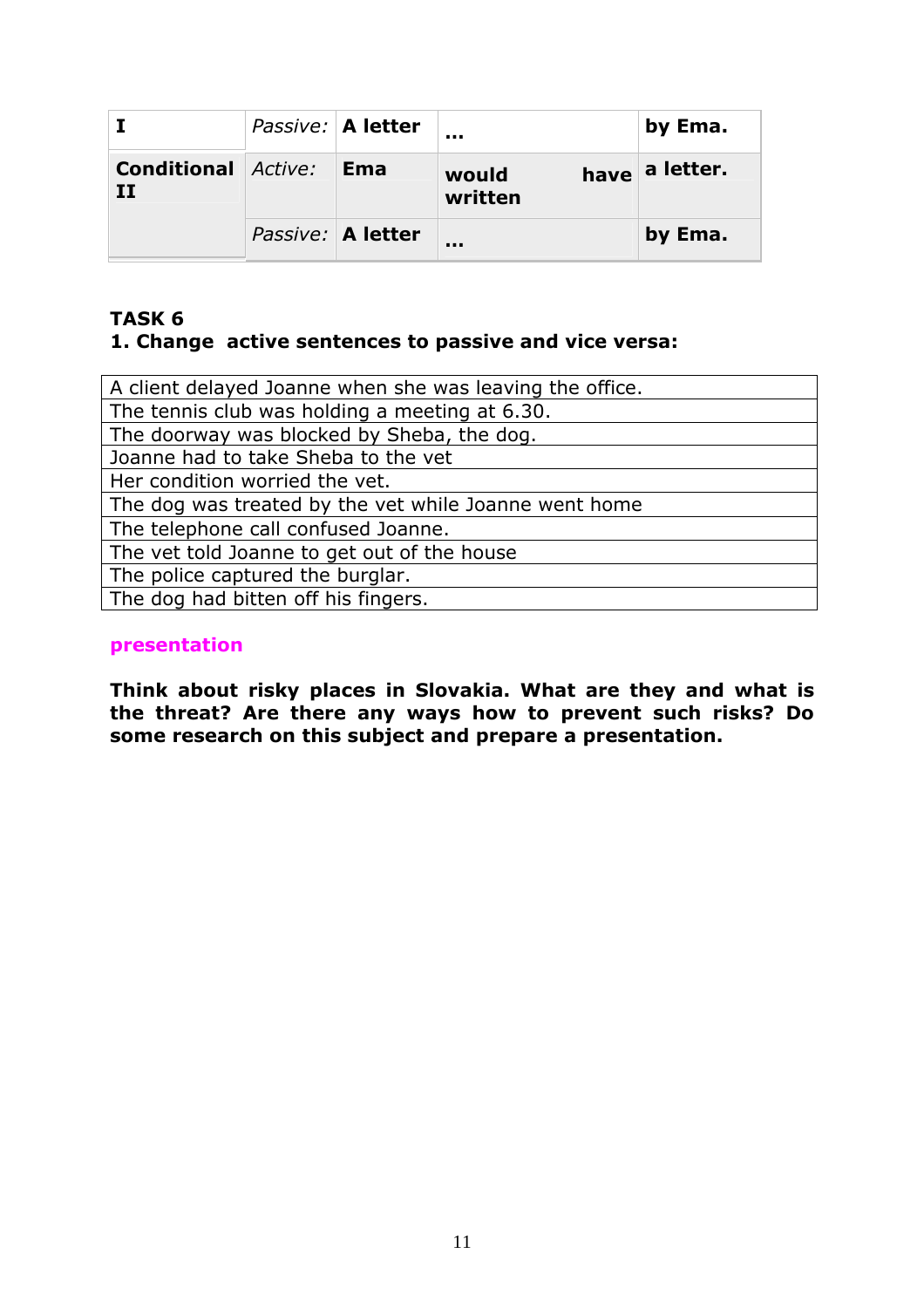| **I** | *Passive:* | **A letter** | **...** | **by Ema.** |
|---|---|---|---|---|
| **Conditional II** | *Active:* | **Ema** | **would have written** | **a letter.** |
| | *Passive:* | **A letter** | **...** | **by Ema.** |

**TASK 6**

**1. Change active sentences to passive and vice versa:**

| A client delayed Joanne when she was leaving the office. |
|---|
| The tennis club was holding a meeting at 6.30. |
| The doorway was blocked by Sheba, the dog. |
| Joanne had to take Sheba to the vet |
| Her condition worried the vet. |
| The dog was treated by the vet while Joanne went home |
| The telephone call confused Joanne. |
| The vet told Joanne to get out of the house |
| The police captured the burglar. |
| The dog had bitten off his fingers. |

**presentation**

**Think about risky places in Slovakia. What are they and what is the threat? Are there any ways how to prevent such risks? Do some research on this subject and prepare a presentation.**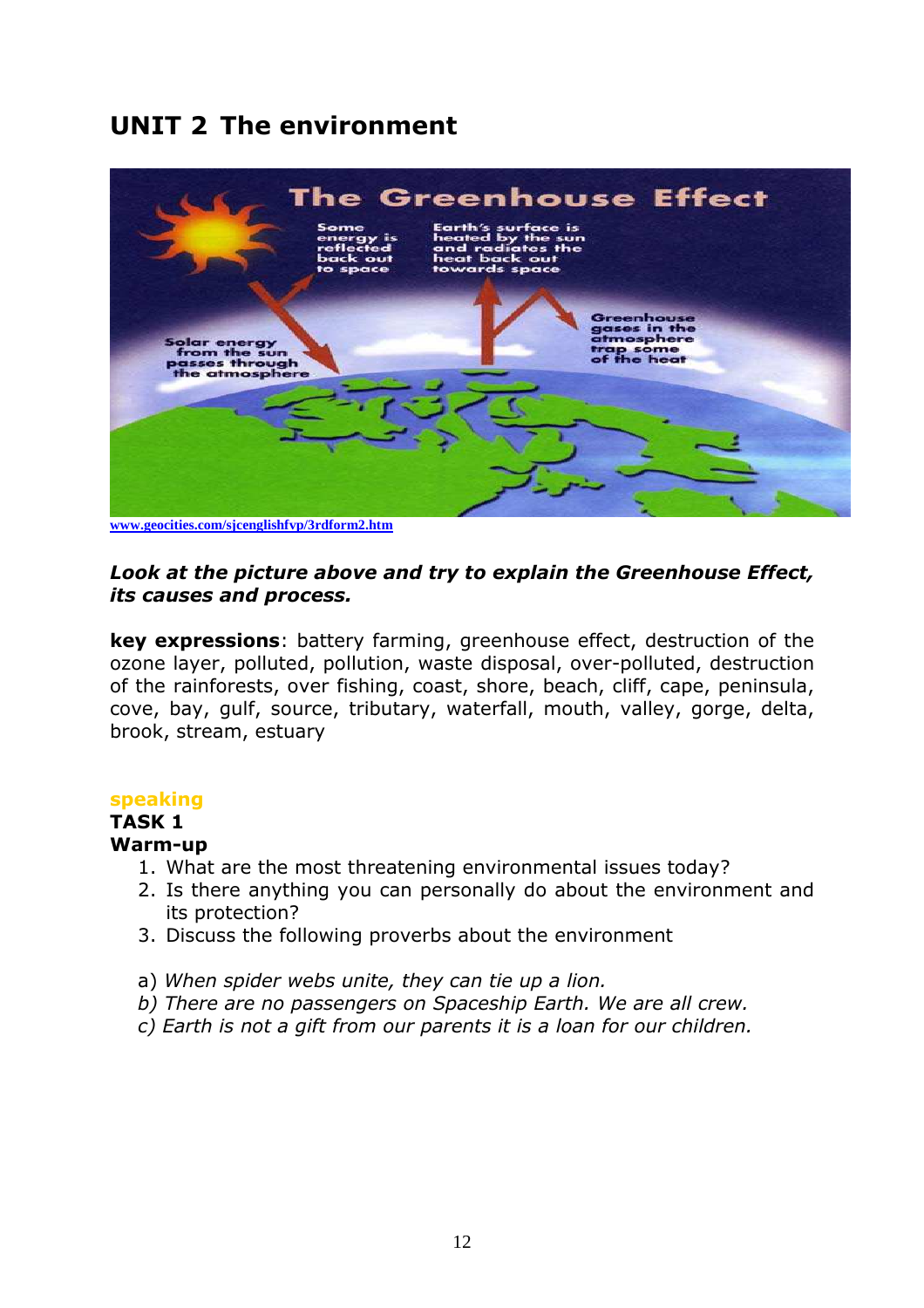# UNIT 2 The environment

www.geocities.com/sjcenglishfvp/3rdform2.htm

***Look at the picture above and try to explain the Greenhouse Effect, its causes and process.***

**key expressions**: battery farming, greenhouse effect, destruction of the ozone layer, polluted, pollution, waste disposal, over-polluted, destruction of the rainforests, over fishing, coast, shore, beach, cliff, cape, peninsula, cove, bay, gulf, source, tributary, waterfall, mouth, valley, gorge, delta, brook, stream, estuary

**speaking**

**TASK 1**

**Warm-up**

1. What are the most threatening environmental issues today?
2. Is there anything you can personally do about the environment and its protection?
3. Discuss the following proverbs about the environment

a) *When spider webs unite, they can tie up a lion.*

*b) There are no passengers on Spaceship Earth. We are all crew.*

*c) Earth is not a gift from our parents it is a loan for our children.*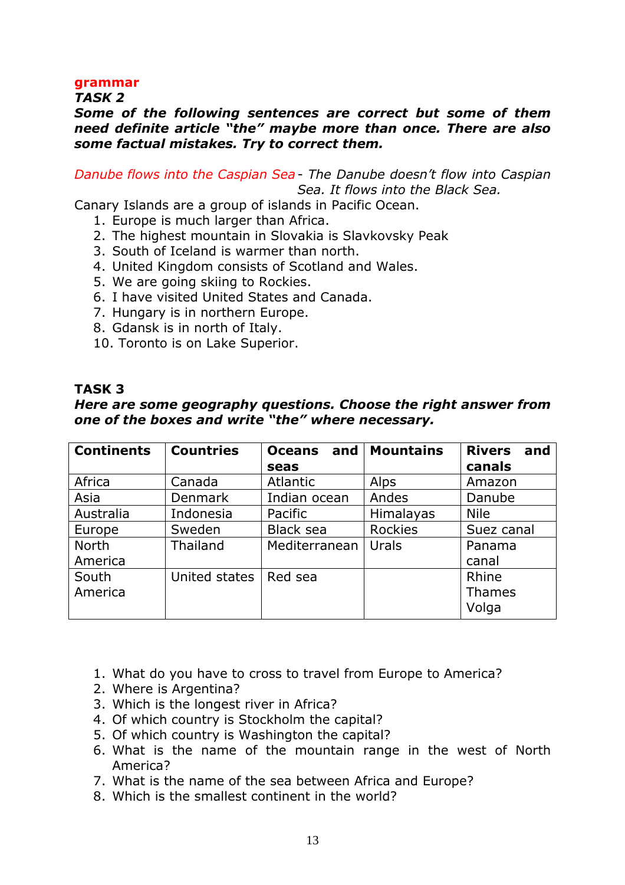**grammar**

***TASK 2***

***Some of the following sentences are correct but some of them need definite article "the" maybe more than once. There are also some factual mistakes. Try to correct them.***

*Danube flows into the Caspian Sea - The Danube doesn't flow into Caspian Sea. It flows into the Black Sea.*

Canary Islands are a group of islands in Pacific Ocean.

1. Europe is much larger than Africa.
2. The highest mountain in Slovakia is Slavkovsky Peak
3. South of Iceland is warmer than north.
4. United Kingdom consists of Scotland and Wales.
5. We are going skiing to Rockies.
6. I have visited United States and Canada.
7. Hungary is in northern Europe.
8. Gdansk is in north of Italy.

10. Toronto is on Lake Superior.

## TASK 3

***Here are some geography questions. Choose the right answer from one of the boxes and write "the" where necessary.***

| Continents | Countries | Oceans and seas | Mountains | Rivers and canals |
|---|---|---|---|---|
| Africa | Canada | Atlantic | Alps | Amazon |
| Asia | Denmark | Indian ocean | Andes | Danube |
| Australia | Indonesia | Pacific | Himalayas | Nile |
| Europe | Sweden | Black sea | Rockies | Suez canal |
| North America | Thailand | Mediterranean | Urals | Panama canal |
| South America | United states | Red sea | | Rhine<br>Thames<br>Volga |

1. What do you have to cross to travel from Europe to America?
2. Where is Argentina?
3. Which is the longest river in Africa?
4. Of which country is Stockholm the capital?
5. Of which country is Washington the capital?
6. What is the name of the mountain range in the west of North America?
7. What is the name of the sea between Africa and Europe?
8. Which is the smallest continent in the world?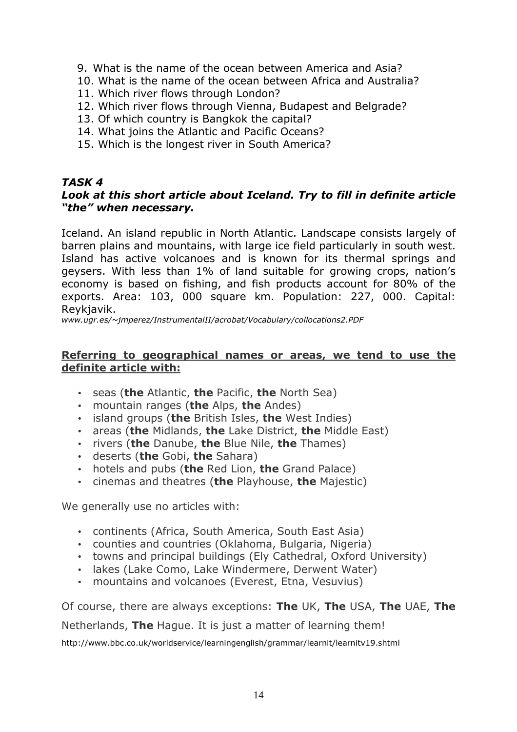9. What is the name of the ocean between America and Asia?
10. What is the name of the ocean between Africa and Australia?
11. Which river flows through London?
12. Which river flows through Vienna, Budapest and Belgrade?
13. Of which country is Bangkok the capital?
14. What joins the Atlantic and Pacific Oceans?
15. Which is the longest river in South America?

### *TASK 4*

***Look at this short article about Iceland. Try to fill in definite article "the" when necessary.***

Iceland. An island republic in North Atlantic. Landscape consists largely of barren plains and mountains, with large ice field particularly in south west. Island has active volcanoes and is known for its thermal springs and geysers. With less than 1% of land suitable for growing crops, nation's economy is based on fishing, and fish products account for 80% of the exports. Area: 103, 000 square km. Population: 227, 000. Capital: Reykjavik.

*www.ugr.es/~jmperez/InstrumentalII/acrobat/Vocabulary/collocations2.PDF*

**Referring to geographical names or areas, we tend to use the definite article with:**

- seas (**the** Atlantic, **the** Pacific, **the** North Sea)
- mountain ranges (**the** Alps, **the** Andes)
- island groups (**the** British Isles, **the** West Indies)
- areas (**the** Midlands, **the** Lake District, **the** Middle East)
- rivers (**the** Danube, **the** Blue Nile, **the** Thames)
- deserts (**the** Gobi, **the** Sahara)
- hotels and pubs (**the** Red Lion, **the** Grand Palace)
- cinemas and theatres (**the** Playhouse, **the** Majestic)

We generally use no articles with:

- continents (Africa, South America, South East Asia)
- counties and countries (Oklahoma, Bulgaria, Nigeria)
- towns and principal buildings (Ely Cathedral, Oxford University)
- lakes (Lake Como, Lake Windermere, Derwent Water)
- mountains and volcanoes (Everest, Etna, Vesuvius)

Of course, there are always exceptions: **The** UK, **The** USA, **The** UAE, **The** Netherlands, **The** Hague. It is just a matter of learning them!

http://www.bbc.co.uk/worldservice/learningenglish/grammar/learnit/learnitv19.shtml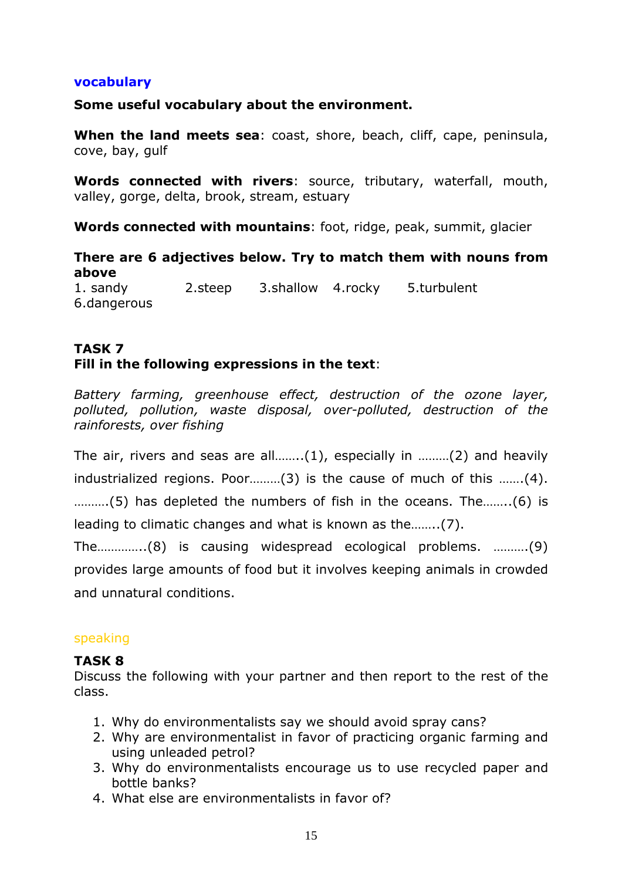## vocabulary

**Some useful vocabulary about the environment.**

**When the land meets sea**: coast, shore, beach, cliff, cape, peninsula, cove, bay, gulf

**Words connected with rivers**: source, tributary, waterfall, mouth, valley, gorge, delta, brook, stream, estuary

**Words connected with mountains**: foot, ridge, peak, summit, glacier

**There are 6 adjectives below. Try to match them with nouns from above**

1. sandy  2.steep  3.shallow  4.rocky  5.turbulent  6.dangerous

**TASK 7**

**Fill in the following expressions in the text**:

*Battery farming, greenhouse effect, destruction of the ozone layer, polluted, pollution, waste disposal, over-polluted, destruction of the rainforests, over fishing*

The air, rivers and seas are all……..(1), especially in ………(2) and heavily industrialized regions. Poor………(3) is the cause of much of this …….(4). ……….(5) has depleted the numbers of fish in the oceans. The……..(6) is leading to climatic changes and what is known as the……..(7). The…………..(8) is causing widespread ecological problems. ……….(9) provides large amounts of food but it involves keeping animals in crowded and unnatural conditions.

## speaking

**TASK 8**

Discuss the following with your partner and then report to the rest of the class.

1. Why do environmentalists say we should avoid spray cans?
2. Why are environmentalist in favor of practicing organic farming and using unleaded petrol?
3. Why do environmentalists encourage us to use recycled paper and bottle banks?
4. What else are environmentalists in favor of?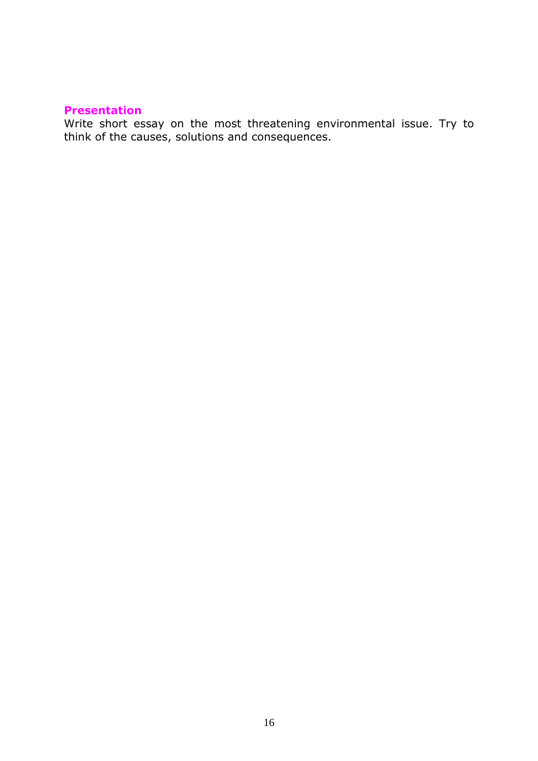### Presentation

Write short essay on the most threatening environmental issue. Try to think of the causes, solutions and consequences.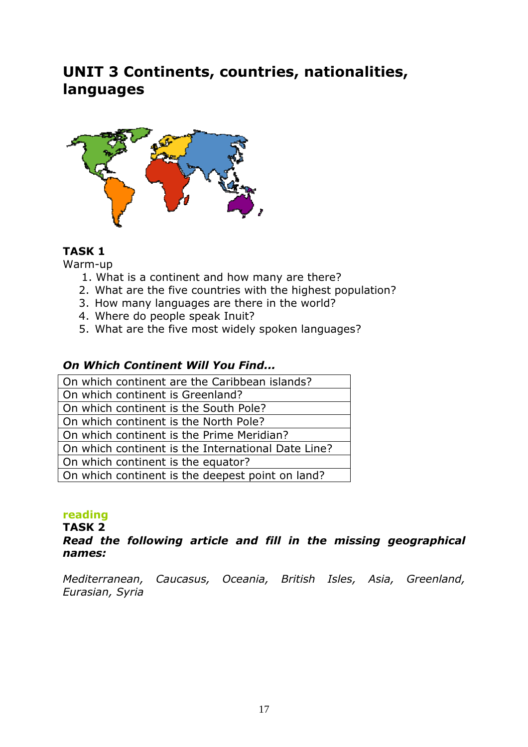# UNIT 3 Continents, countries, nationalities, languages

**TASK 1**

Warm-up

1. What is a continent and how many are there?
2. What are the five countries with the highest population?
3. How many languages are there in the world?
4. Where do people speak Inuit?
5. What are the five most widely spoken languages?

***On Which Continent Will You Find...***

| On which continent are the Caribbean islands? |
|---|
| On which continent is Greenland? |
| On which continent is the South Pole? |
| On which continent is the North Pole? |
| On which continent is the Prime Meridian? |
| On which continent is the International Date Line? |
| On which continent is the equator? |
| On which continent is the deepest point on land? |

**reading**

**TASK 2**

***Read the following article and fill in the missing geographical names:***

*Mediterranean, Caucasus, Oceania, British Isles, Asia, Greenland, Eurasian, Syria*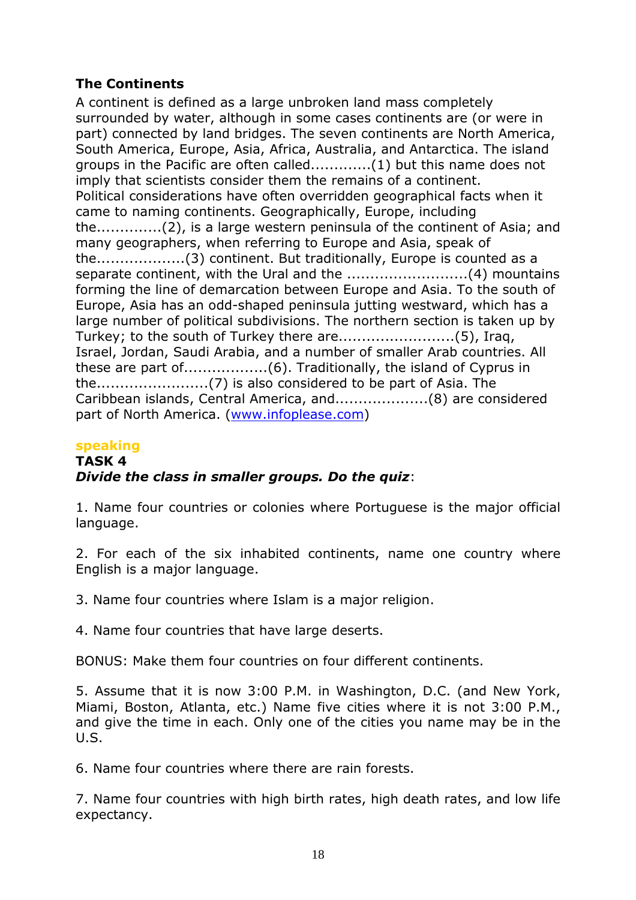## The Continents

A continent is defined as a large unbroken land mass completely surrounded by water, although in some cases continents are (or were in part) connected by land bridges. The seven continents are North America, South America, Europe, Asia, Africa, Australia, and Antarctica. The island groups in the Pacific are often called............(1) but this name does not imply that scientists consider them the remains of a continent.
Political considerations have often overridden geographical facts when it came to naming continents. Geographically, Europe, including the.............(2), is a large western peninsula of the continent of Asia; and many geographers, when referring to Europe and Asia, speak of the...................(3) continent. But traditionally, Europe is counted as a separate continent, with the Ural and the ..........................(4) mountains forming the line of demarcation between Europe and Asia. To the south of Europe, Asia has an odd-shaped peninsula jutting westward, which has a large number of political subdivisions. The northern section is taken up by Turkey; to the south of Turkey there are.........................(5), Iraq, Israel, Jordan, Saudi Arabia, and a number of smaller Arab countries. All these are part of..................(6). Traditionally, the island of Cyprus in the........................(7) is also considered to be part of Asia. The Caribbean islands, Central America, and....................(8) are considered part of North America. (www.infoplease.com)

**speaking**

**TASK 4**

***Divide the class in smaller groups. Do the quiz***:

1. Name four countries or colonies where Portuguese is the major official language.

2. For each of the six inhabited continents, name one country where English is a major language.

3. Name four countries where Islam is a major religion.

4. Name four countries that have large deserts.

BONUS: Make them four countries on four different continents.

5. Assume that it is now 3:00 P.M. in Washington, D.C. (and New York, Miami, Boston, Atlanta, etc.) Name five cities where it is not 3:00 P.M., and give the time in each. Only one of the cities you name may be in the U.S.

6. Name four countries where there are rain forests.

7. Name four countries with high birth rates, high death rates, and low life expectancy.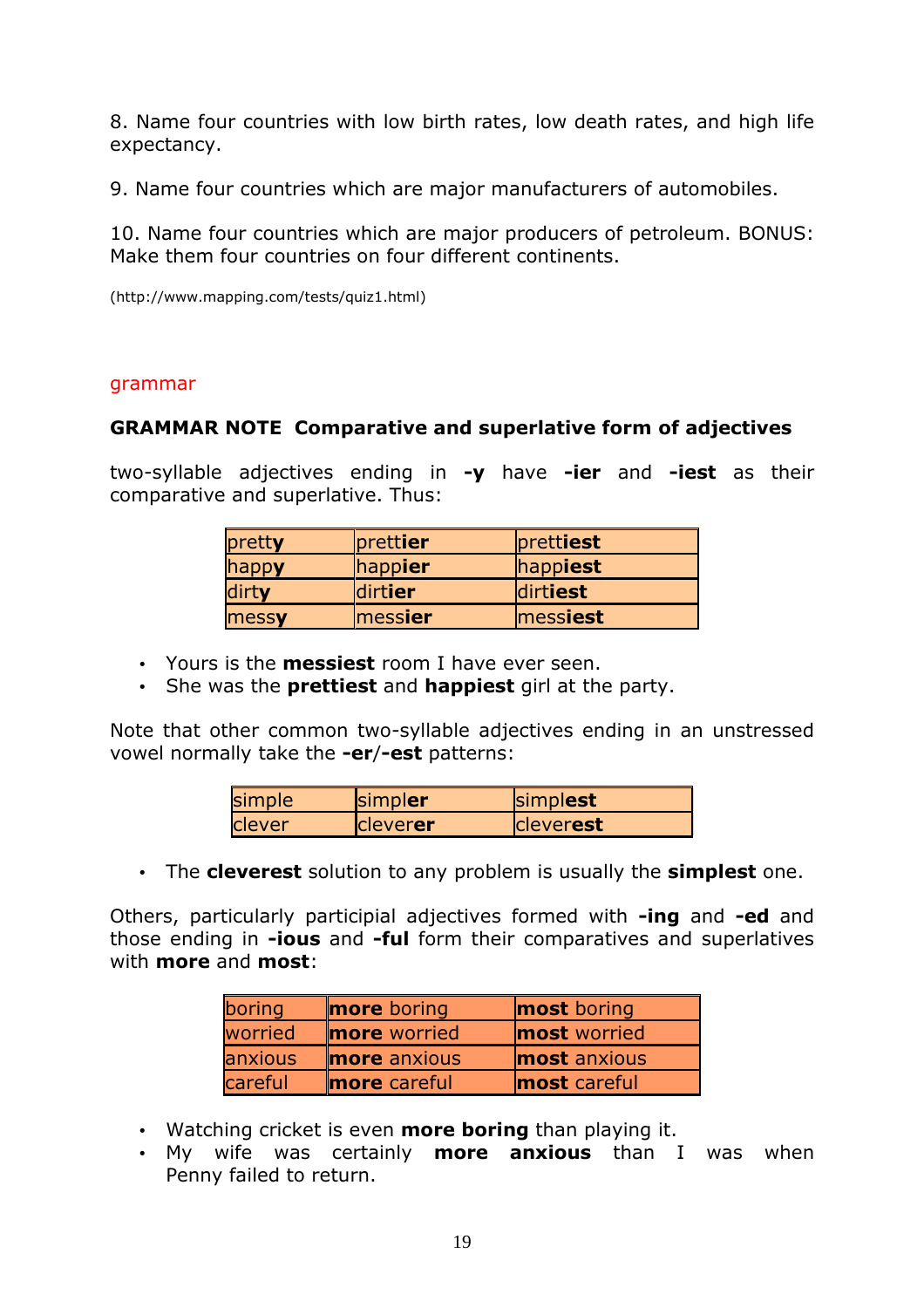8. Name four countries with low birth rates, low death rates, and high life expectancy.

9. Name four countries which are major manufacturers of automobiles.

10. Name four countries which are major producers of petroleum. BONUS: Make them four countries on four different continents.

(http://www.mapping.com/tests/quiz1.html)

grammar

**GRAMMAR NOTE Comparative and superlative form of adjectives**

two-syllable adjectives ending in **-y** have **-ier** and **-iest** as their comparative and superlative. Thus:

| | | |
|---|---|---|
| pretty | prettier | prettiest |
| happy | happier | happiest |
| dirty | dirtier | dirtiest |
| messy | messier | messiest |

- Yours is the **messiest** room I have ever seen.
- She was the **prettiest** and **happiest** girl at the party.

Note that other common two-syllable adjectives ending in an unstressed vowel normally take the **-er**/**-est** patterns:

| | | |
|---|---|---|
| simple | simpler | simplest |
| clever | cleverer | cleverest |

- The **cleverest** solution to any problem is usually the **simplest** one.

Others, particularly participial adjectives formed with **-ing** and **-ed** and those ending in **-ious** and **-ful** form their comparatives and superlatives with **more** and **most**:

| | | |
|---|---|---|
| boring | **more** boring | **most** boring |
| worried | **more** worried | **most** worried |
| anxious | **more** anxious | **most** anxious |
| careful | **more** careful | **most** careful |

- Watching cricket is even **more boring** than playing it.
- My wife was certainly **more anxious** than I was when Penny failed to return.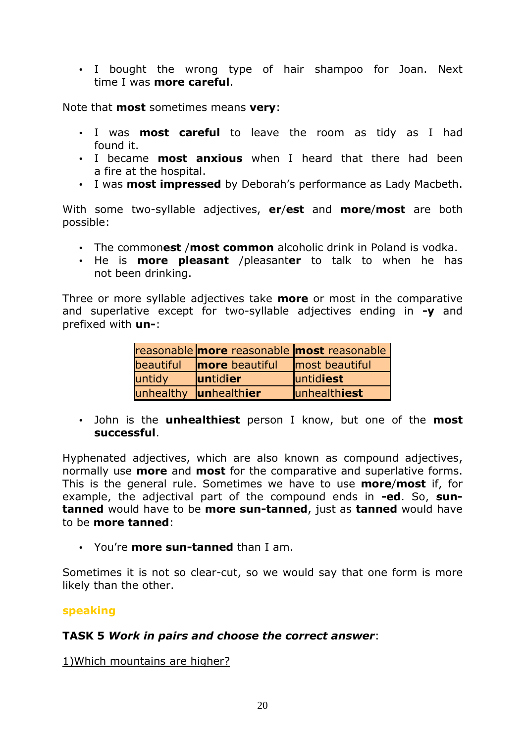- I bought the wrong type of hair shampoo for Joan. Next time I was **more careful**.

Note that **most** sometimes means **very**:

- I was **most careful** to leave the room as tidy as I had found it.
- I became **most anxious** when I heard that there had been a fire at the hospital.
- I was **most impressed** by Deborah's performance as Lady Macbeth.

With some two-syllable adjectives, **er**/**est** and **more**/**most** are both possible:

- The common**est** /**most common** alcoholic drink in Poland is vodka.
- He is **more pleasant** /pleasant**er** to talk to when he has not been drinking.

Three or more syllable adjectives take **more** or most in the comparative and superlative except for two-syllable adjectives ending in **-y** and prefixed with **un-**:

| reasonable | **more** reasonable | **most** reasonable |
|---|---|---|
| beautiful | **more** beautiful | most beautiful |
| untidy | **un**tid**ier** | untid**iest** |
| unhealthy | **un**health**ier** | unhealth**iest** |

- John is the **unhealthiest** person I know, but one of the **most successful**.

Hyphenated adjectives, which are also known as compound adjectives, normally use **more** and **most** for the comparative and superlative forms. This is the general rule. Sometimes we have to use **more**/**most** if, for example, the adjectival part of the compound ends in **-ed**. So, **sun-tanned** would have to be **more sun-tanned**, just as **tanned** would have to be **more tanned**:

- You're **more sun-tanned** than I am.

Sometimes it is not so clear-cut, so we would say that one form is more likely than the other.

**speaking**

**TASK 5** ***Work in pairs and choose the correct answer***:

1)Which mountains are higher?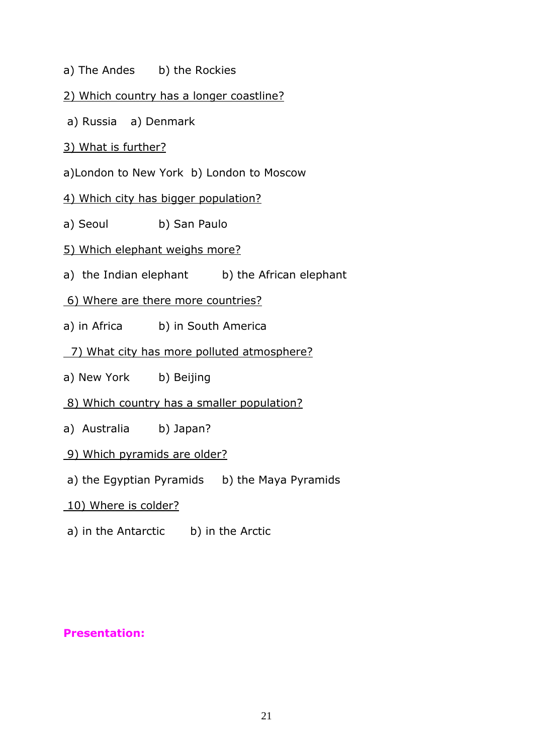a) The Andes    b) the Rockies

<u>2) Which country has a longer coastline?</u>

a) Russia    a) Denmark

<u>3) What is further?</u>

a)London to New York  b) London to Moscow

<u>4) Which city has bigger population?</u>

a) Seoul    b) San Paulo

<u>5) Which elephant weighs more?</u>

a) the Indian elephant    b) the African elephant

<u>6) Where are there more countries?</u>

a) in Africa    b) in South America

<u>7) What city has more polluted atmosphere?</u>

a) New York    b) Beijing

<u>8) Which country has a smaller population?</u>

a) Australia    b) Japan?

<u>9) Which pyramids are older?</u>

a) the Egyptian Pyramids    b) the Maya Pyramids

<u>10) Where is colder?</u>

a) in the Antarctic    b) in the Arctic

**Presentation:**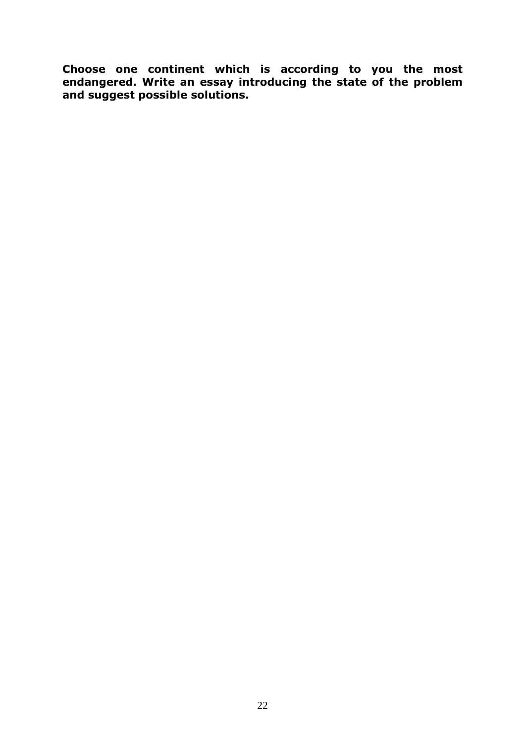**Choose one continent which is according to you the most endangered. Write an essay introducing the state of the problem and suggest possible solutions.**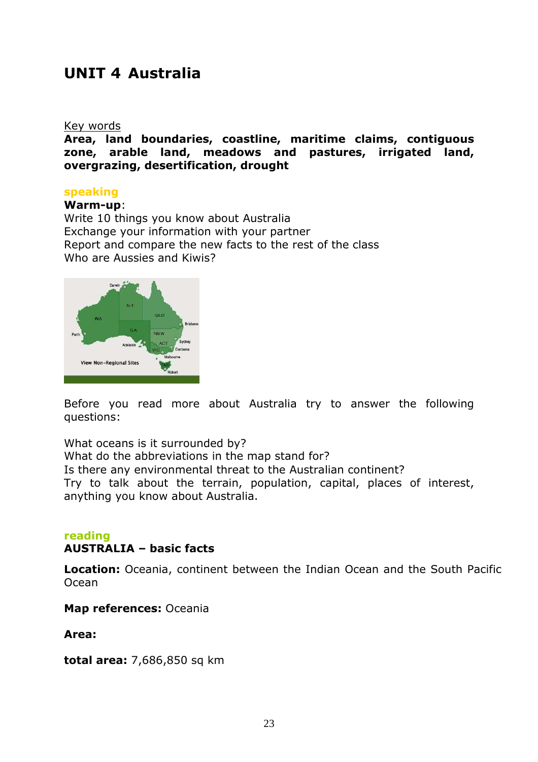# UNIT 4 Australia

Key words

**Area, land boundaries, coastline, maritime claims, contiguous zone, arable land, meadows and pastures, irrigated land, overgrazing, desertification, drought**

**speaking**

**Warm-up**:

Write 10 things you know about Australia

Exchange your information with your partner

Report and compare the new facts to the rest of the class

Who are Aussies and Kiwis?

Before you read more about Australia try to answer the following questions:

What oceans is it surrounded by?

What do the abbreviations in the map stand for?

Is there any environmental threat to the Australian continent?

Try to talk about the terrain, population, capital, places of interest, anything you know about Australia.

**reading**

**AUSTRALIA – basic facts**

**Location:** Oceania, continent between the Indian Ocean and the South Pacific Ocean

**Map references:** Oceania

**Area:**

**total area:** 7,686,850 sq km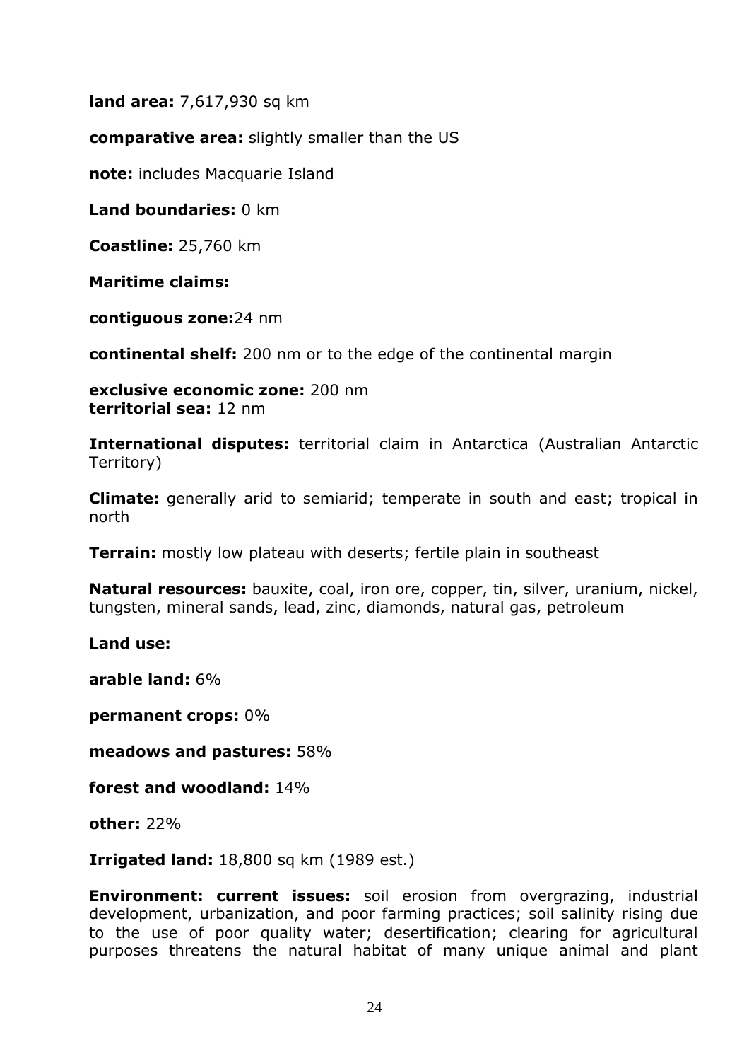**land area:** 7,617,930 sq km

**comparative area:** slightly smaller than the US

**note:** includes Macquarie Island

**Land boundaries:** 0 km

**Coastline:** 25,760 km

**Maritime claims:**

**contiguous zone:**24 nm

**continental shelf:** 200 nm or to the edge of the continental margin

**exclusive economic zone:** 200 nm
**territorial sea:** 12 nm

**International disputes:** territorial claim in Antarctica (Australian Antarctic Territory)

**Climate:** generally arid to semiarid; temperate in south and east; tropical in north

**Terrain:** mostly low plateau with deserts; fertile plain in southeast

**Natural resources:** bauxite, coal, iron ore, copper, tin, silver, uranium, nickel, tungsten, mineral sands, lead, zinc, diamonds, natural gas, petroleum

**Land use:**

**arable land:** 6%

**permanent crops:** 0%

**meadows and pastures:** 58%

**forest and woodland:** 14%

**other:** 22%

**Irrigated land:** 18,800 sq km (1989 est.)

**Environment: current issues:** soil erosion from overgrazing, industrial development, urbanization, and poor farming practices; soil salinity rising due to the use of poor quality water; desertification; clearing for agricultural purposes threatens the natural habitat of many unique animal and plant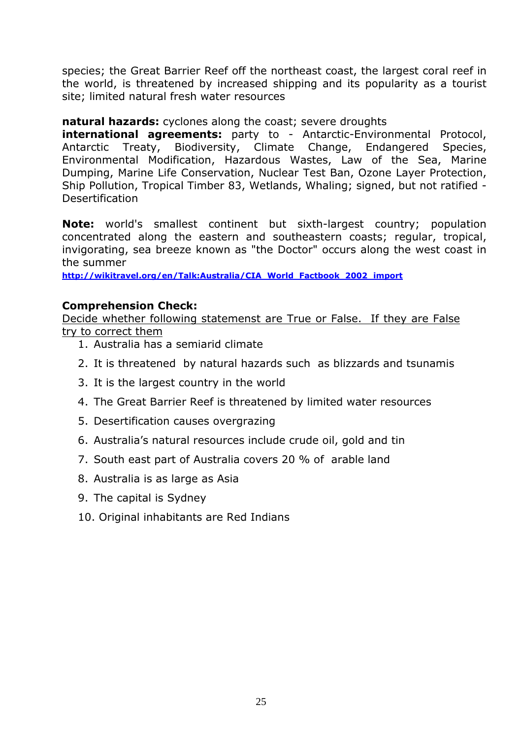species; the Great Barrier Reef off the northeast coast, the largest coral reef in the world, is threatened by increased shipping and its popularity as a tourist site; limited natural fresh water resources

**natural hazards:** cyclones along the coast; severe droughts
**international agreements:** party to - Antarctic-Environmental Protocol, Antarctic Treaty, Biodiversity, Climate Change, Endangered Species, Environmental Modification, Hazardous Wastes, Law of the Sea, Marine Dumping, Marine Life Conservation, Nuclear Test Ban, Ozone Layer Protection, Ship Pollution, Tropical Timber 83, Wetlands, Whaling; signed, but not ratified - Desertification

**Note:** world's smallest continent but sixth-largest country; population concentrated along the eastern and southeastern coasts; regular, tropical, invigorating, sea breeze known as "the Doctor" occurs along the west coast in the summer
http://wikitravel.org/en/Talk:Australia/CIA_World_Factbook_2002_import

**Comprehension Check:**

Decide whether following statemenst are True or False. If they are False try to correct them

1. Australia has a semiarid climate
2. It is threatened by natural hazards such as blizzards and tsunamis
3. It is the largest country in the world
4. The Great Barrier Reef is threatened by limited water resources
5. Desertification causes overgrazing
6. Australia's natural resources include crude oil, gold and tin
7. South east part of Australia covers 20 % of arable land
8. Australia is as large as Asia
9. The capital is Sydney
10. Original inhabitants are Red Indians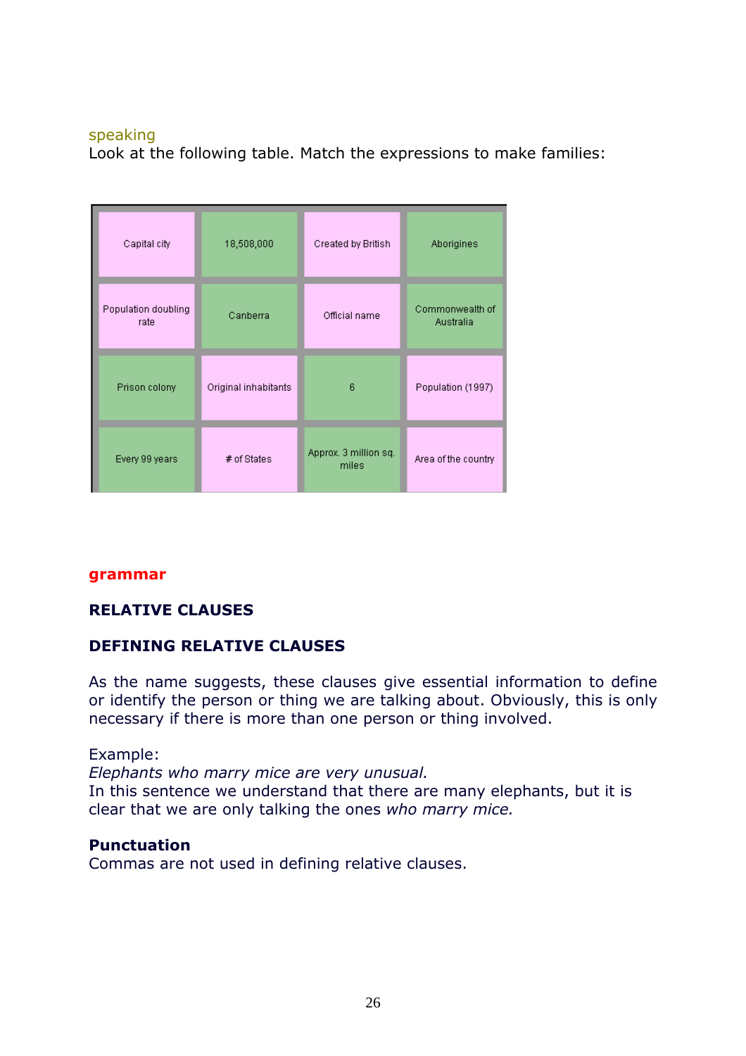speaking

Look at the following table. Match the expressions to make families:

| Capital city | 18,508,000 | Created by British | Aborigines |
|---|---|---|---|
| Population doubling rate | Canberra | Official name | Commonwealth of Australia |
| Prison colony | Original inhabitants | 6 | Population (1997) |
| Every 99 years | # of States | Approx. 3 million sq. miles | Area of the country |

**grammar**

## RELATIVE CLAUSES

### DEFINING RELATIVE CLAUSES

As the name suggests, these clauses give essential information to define or identify the person or thing we are talking about. Obviously, this is only necessary if there is more than one person or thing involved.

Example:
*Elephants who marry mice are very unusual.*
In this sentence we understand that there are many elephants, but it is clear that we are only talking the ones *who marry mice.*

**Punctuation**
Commas are not used in defining relative clauses.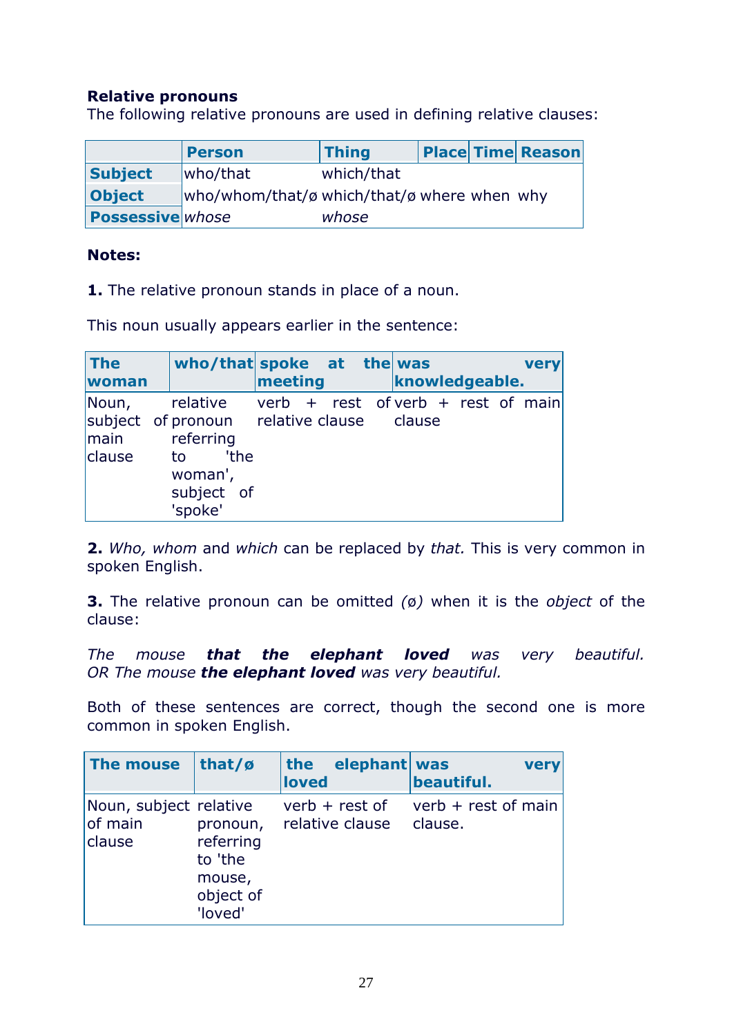**Relative pronouns**

The following relative pronouns are used in defining relative clauses:

| | Person | Thing | Place | Time | Reason |
|---|---|---|---|---|---|
| **Subject** | who/that | which/that | | | |
| **Object** | who/whom/that/ø | which/that/ø | where | when | why |
| **Possessive** | *whose* | *whose* | | | |

**Notes:**

**1.** The relative pronoun stands in place of a noun.

This noun usually appears earlier in the sentence:

| The woman | who/that | spoke at the meeting | was very knowledgeable. |
|---|---|---|---|
| Noun, subject of main clause | relative pronoun referring to 'the woman', subject of 'spoke' | verb + rest of relative clause | verb + rest of main clause |

**2.** *Who, whom* and *which* can be replaced by *that.* This is very common in spoken English.

**3.** The relative pronoun can be omitted *(ø)* when it is the *object* of the clause:

*The mouse **that the elephant loved** was very beautiful.*
*OR The mouse **the elephant loved** was very beautiful.*

Both of these sentences are correct, though the second one is more common in spoken English.

| The mouse | that/ø | the elephant loved | was very beautiful. |
|---|---|---|---|
| Noun, subject of main clause | relative pronoun, referring to 'the mouse, object of 'loved' | verb + rest of relative clause | verb + rest of main clause. |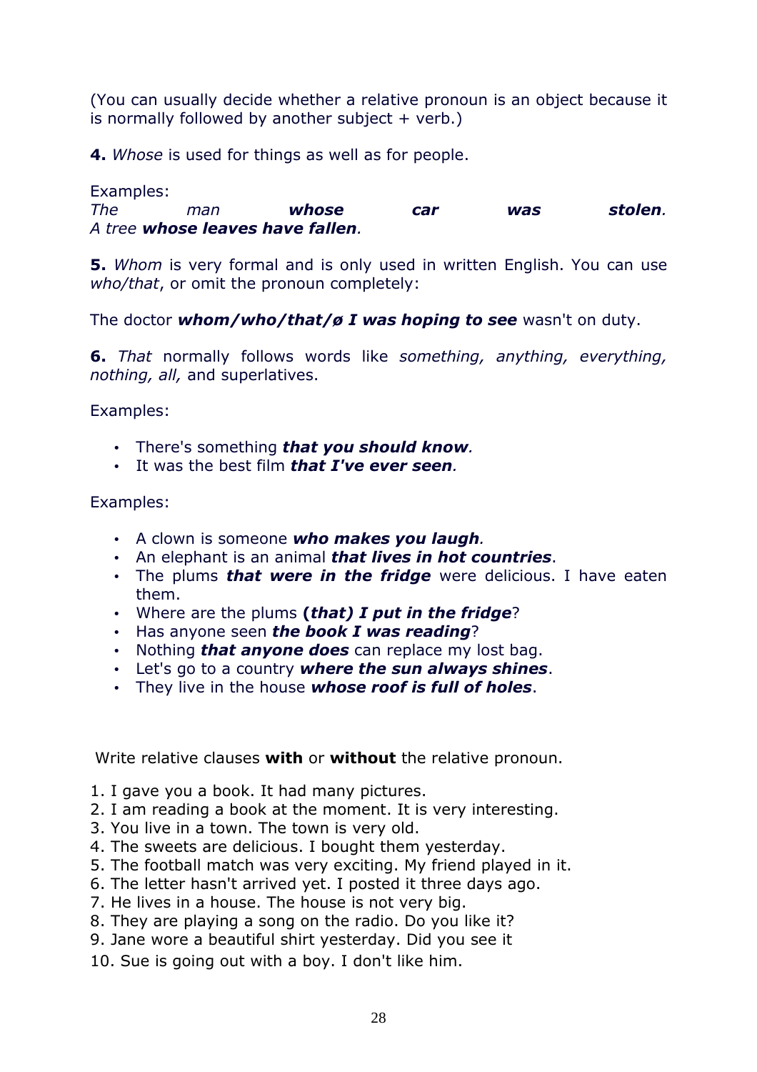(You can usually decide whether a relative pronoun is an object because it is normally followed by another subject + verb.)

**4.** *Whose* is used for things as well as for people.

Examples:
*The man* ***whose car was stolen****.*
*A tree* ***whose leaves have fallen****.*

**5.** *Whom* is very formal and is only used in written English. You can use *who/that*, or omit the pronoun completely:

The doctor ***whom/who/that/ø I was hoping to see*** wasn't on duty.

**6.** *That* normally follows words like *something, anything, everything, nothing, all,* and superlatives.

Examples:

- There's something ***that you should know****.*
- It was the best film ***that I've ever seen****.*

Examples:

- A clown is someone ***who makes you laugh****.*
- An elephant is an animal ***that lives in hot countries***.
- The plums ***that were in the fridge*** were delicious. I have eaten them.
- Where are the plums **(*that*) *I put in the fridge***?
- Has anyone seen ***the book I was reading***?
- Nothing ***that anyone does*** can replace my lost bag.
- Let's go to a country ***where the sun always shines***.
- They live in the house ***whose roof is full of holes***.

Write relative clauses **with** or **without** the relative pronoun.

1. I gave you a book. It had many pictures.
2. I am reading a book at the moment. It is very interesting.
3. You live in a town. The town is very old.
4. The sweets are delicious. I bought them yesterday.
5. The football match was very exciting. My friend played in it.
6. The letter hasn't arrived yet. I posted it three days ago.
7. He lives in a house. The house is not very big.
8. They are playing a song on the radio. Do you like it?
9. Jane wore a beautiful shirt yesterday. Did you see it
10. Sue is going out with a boy. I don't like him.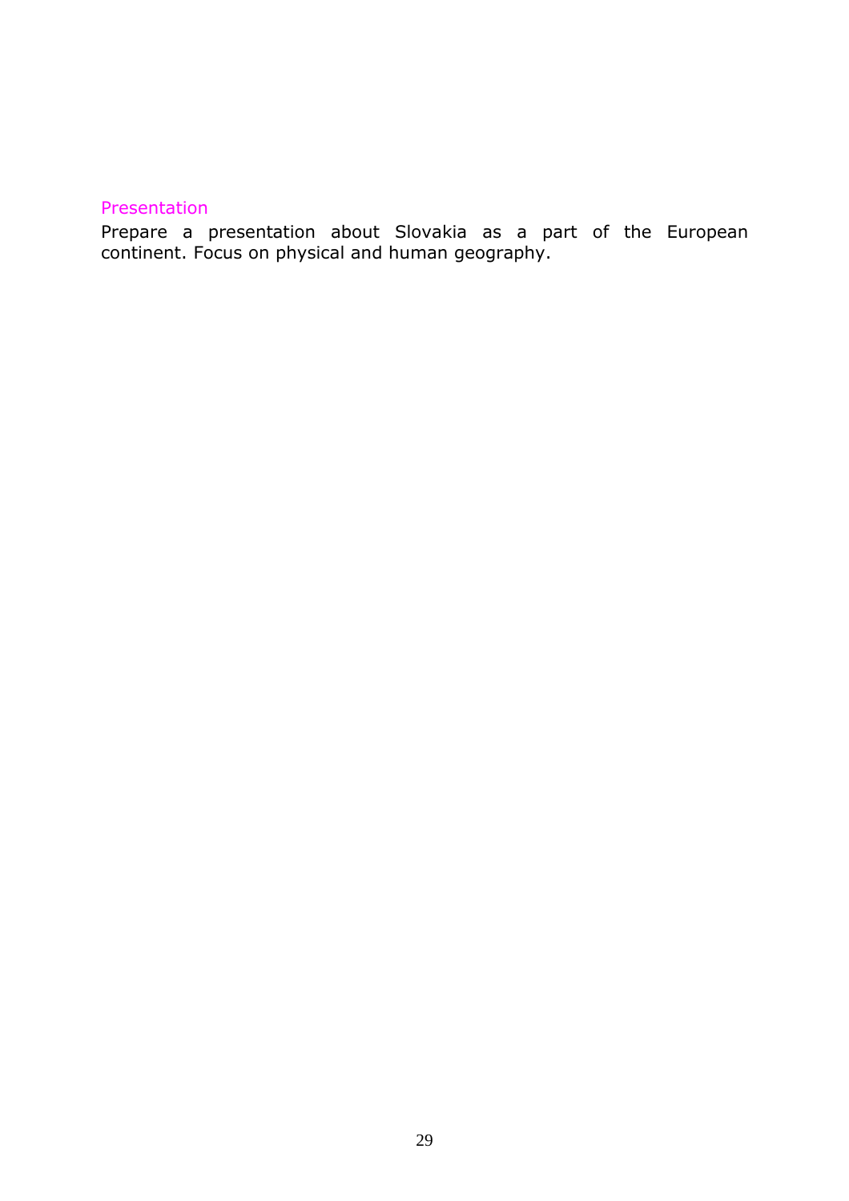### Presentation

Prepare a presentation about Slovakia as a part of the European continent. Focus on physical and human geography.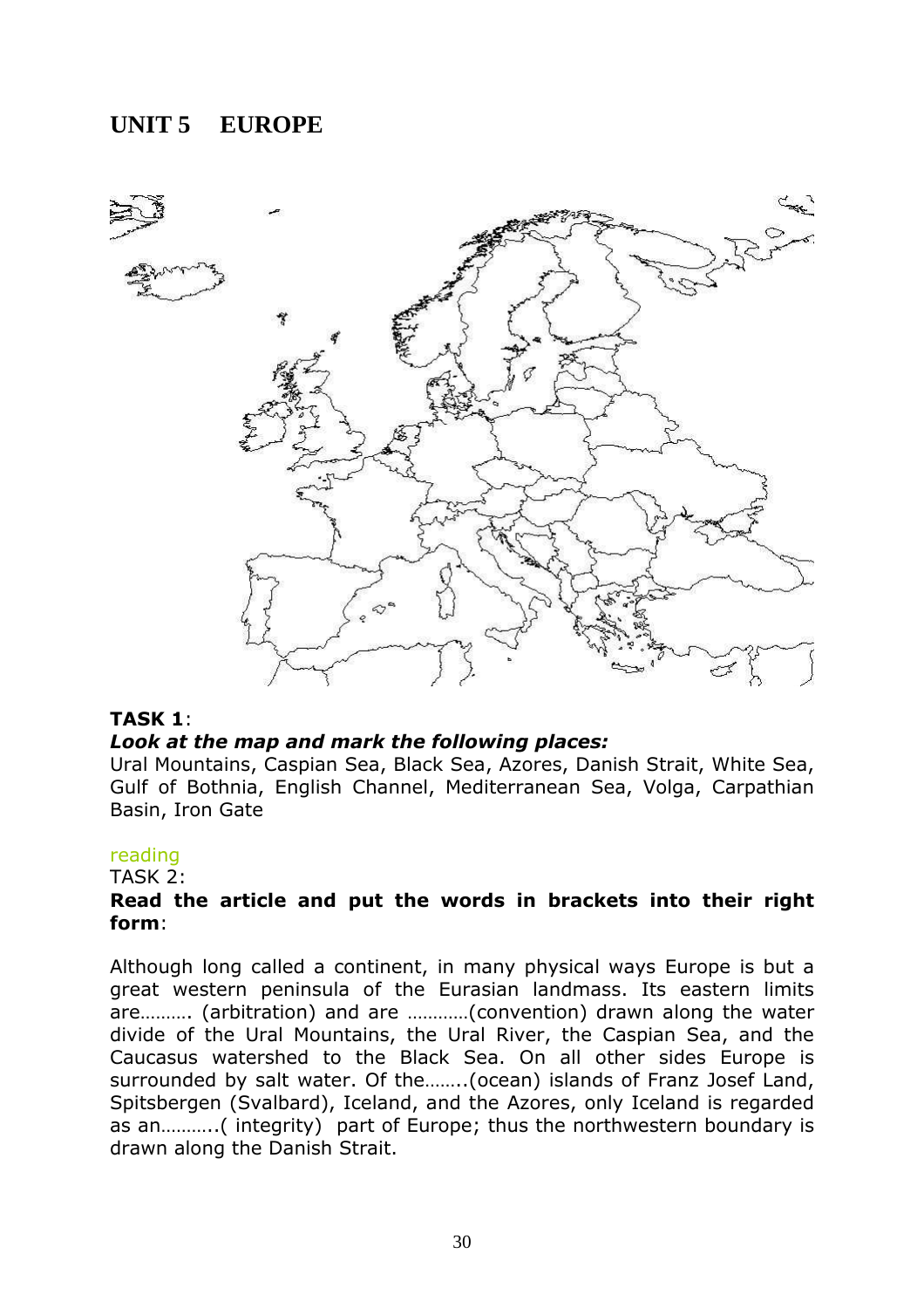# UNIT 5 EUROPE

**TASK 1**:

***Look at the map and mark the following places:***

Ural Mountains, Caspian Sea, Black Sea, Azores, Danish Strait, White Sea, Gulf of Bothnia, English Channel, Mediterranean Sea, Volga, Carpathian Basin, Iron Gate

reading

TASK 2:

**Read the article and put the words in brackets into their right form**:

Although long called a continent, in many physical ways Europe is but a great western peninsula of the Eurasian landmass. Its eastern limits are………. (arbitration) and are …………(convention) drawn along the water divide of the Ural Mountains, the Ural River, the Caspian Sea, and the Caucasus watershed to the Black Sea. On all other sides Europe is surrounded by salt water. Of the……..(ocean) islands of Franz Josef Land, Spitsbergen (Svalbard), Iceland, and the Azores, only Iceland is regarded as an………..( integrity) part of Europe; thus the northwestern boundary is drawn along the Danish Strait.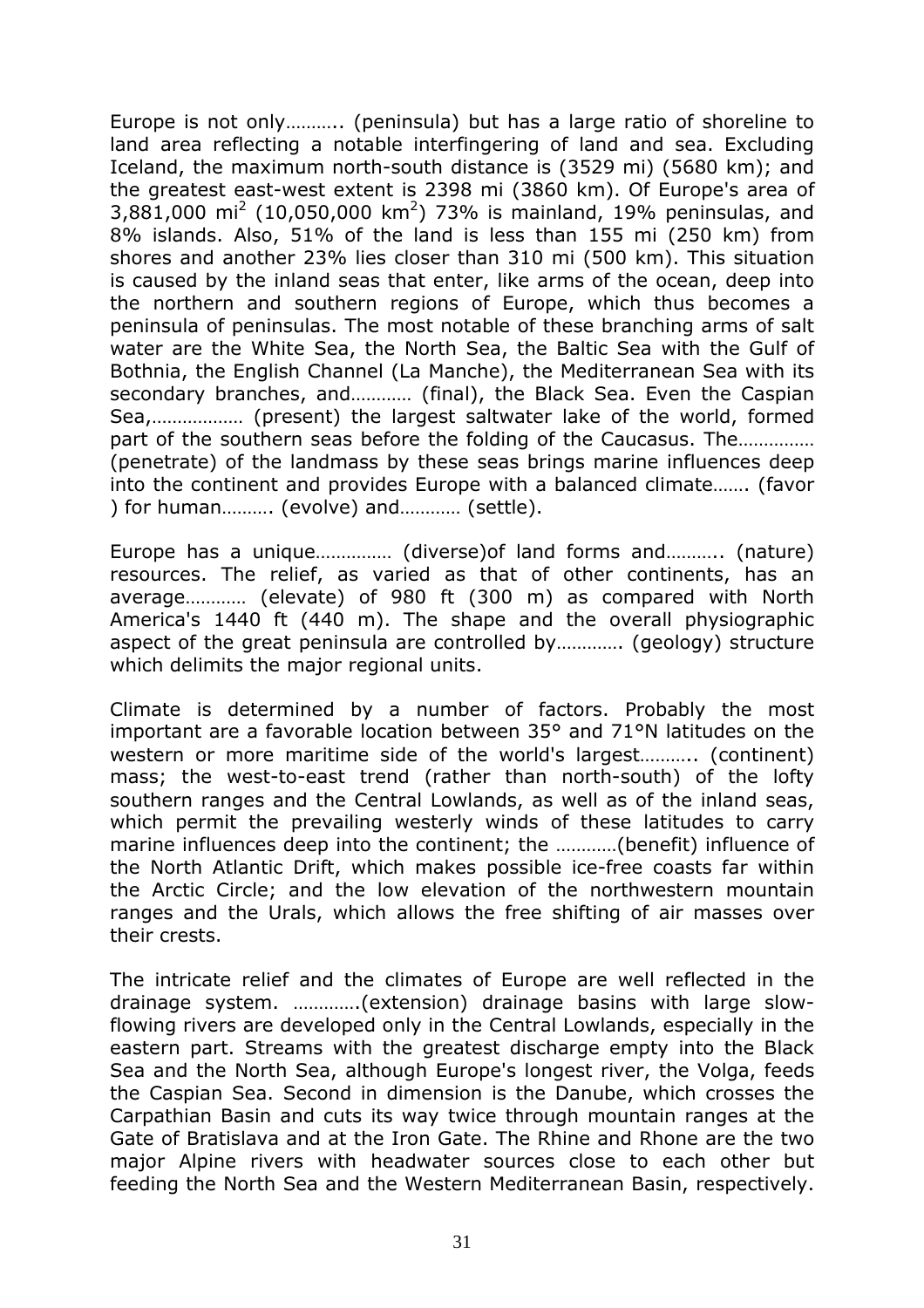Europe is not only……….. (peninsula) but has a large ratio of shoreline to land area reflecting a notable interfingering of land and sea. Excluding Iceland, the maximum north-south distance is (3529 mi) (5680 km); and the greatest east-west extent is 2398 mi (3860 km). Of Europe's area of 3,881,000 mi$^2$ (10,050,000 km$^2$) 73% is mainland, 19% peninsulas, and 8% islands. Also, 51% of the land is less than 155 mi (250 km) from shores and another 23% lies closer than 310 mi (500 km). This situation is caused by the inland seas that enter, like arms of the ocean, deep into the northern and southern regions of Europe, which thus becomes a peninsula of peninsulas. The most notable of these branching arms of salt water are the White Sea, the North Sea, the Baltic Sea with the Gulf of Bothnia, the English Channel (La Manche), the Mediterranean Sea with its secondary branches, and………… (final), the Black Sea. Even the Caspian Sea,……………… (present) the largest saltwater lake of the world, formed part of the southern seas before the folding of the Caucasus. The…………… (penetrate) of the landmass by these seas brings marine influences deep into the continent and provides Europe with a balanced climate……. (favor ) for human………. (evolve) and………… (settle).

Europe has a unique…………… (diverse)of land forms and……….. (nature) resources. The relief, as varied as that of other continents, has an average………… (elevate) of 980 ft (300 m) as compared with North America's 1440 ft (440 m). The shape and the overall physiographic aspect of the great peninsula are controlled by…………. (geology) structure which delimits the major regional units.

Climate is determined by a number of factors. Probably the most important are a favorable location between 35° and 71°N latitudes on the western or more maritime side of the world's largest……….. (continent) mass; the west-to-east trend (rather than north-south) of the lofty southern ranges and the Central Lowlands, as well as of the inland seas, which permit the prevailing westerly winds of these latitudes to carry marine influences deep into the continent; the …………(benefit) influence of the North Atlantic Drift, which makes possible ice-free coasts far within the Arctic Circle; and the low elevation of the northwestern mountain ranges and the Urals, which allows the free shifting of air masses over their crests.

The intricate relief and the climates of Europe are well reflected in the drainage system. ………….(extension) drainage basins with large slow-flowing rivers are developed only in the Central Lowlands, especially in the eastern part. Streams with the greatest discharge empty into the Black Sea and the North Sea, although Europe's longest river, the Volga, feeds the Caspian Sea. Second in dimension is the Danube, which crosses the Carpathian Basin and cuts its way twice through mountain ranges at the Gate of Bratislava and at the Iron Gate. The Rhine and Rhone are the two major Alpine rivers with headwater sources close to each other but feeding the North Sea and the Western Mediterranean Basin, respectively.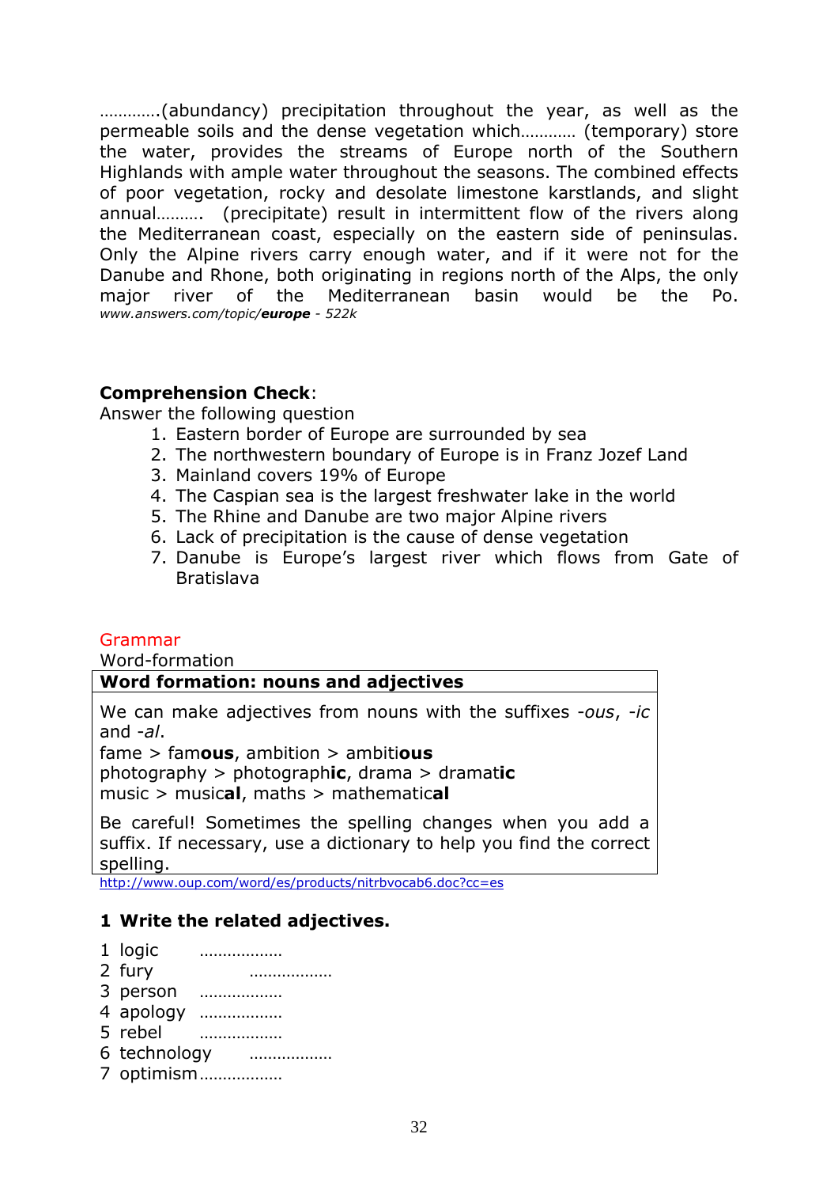………….(abundancy) precipitation throughout the year, as well as the permeable soils and the dense vegetation which………… (temporary) store the water, provides the streams of Europe north of the Southern Highlands with ample water throughout the seasons. The combined effects of poor vegetation, rocky and desolate limestone karstlands, and slight annual………. (precipitate) result in intermittent flow of the rivers along the Mediterranean coast, especially on the eastern side of peninsulas. Only the Alpine rivers carry enough water, and if it were not for the Danube and Rhone, both originating in regions north of the Alps, the only major river of the Mediterranean basin would be the Po.
*www.answers.com/topic/**europe** - 522k*

**Comprehension Check**:
Answer the following question

1. Eastern border of Europe are surrounded by sea
2. The northwestern boundary of Europe is in Franz Jozef Land
3. Mainland covers 19% of Europe
4. The Caspian sea is the largest freshwater lake in the world
5. The Rhine and Danube are two major Alpine rivers
6. Lack of precipitation is the cause of dense vegetation
7. Danube is Europe's largest river which flows from Gate of Bratislava

## Grammar

Word-formation

**Word formation: nouns and adjectives**

We can make adjectives from nouns with the suffixes *-ous*, *-ic* and *-al*.
fame > fam**ous**, ambition > ambiti**ous**
photography > photograph**ic**, drama > dramat**ic**
music > music**al**, maths > mathematic**al**

Be careful! Sometimes the spelling changes when you add a suffix. If necessary, use a dictionary to help you find the correct spelling.

http://www.oup.com/word/es/products/nitrbvocab6.doc?cc=es

### 1 Write the related adjectives.

1 logic ………………
2 fury ………………
3 person ………………
4 apology ………………
5 rebel ………………
6 technology ………………
7 optimism………………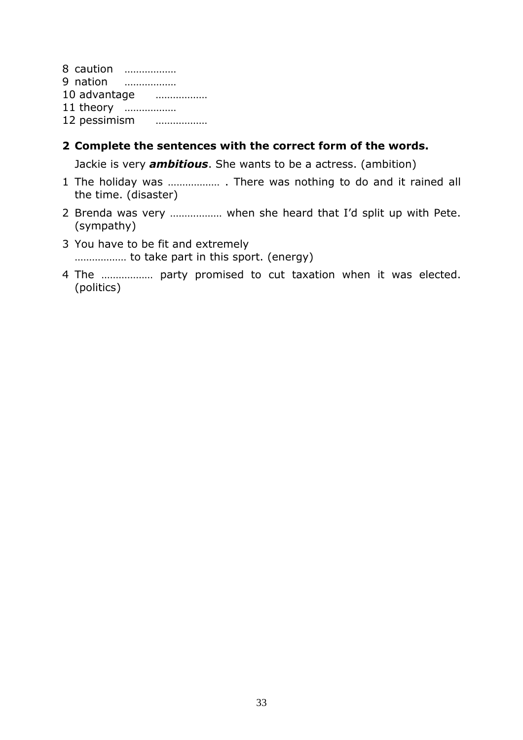8 caution ………………
9 nation ………………
10 advantage ………………
11 theory ………………
12 pessimism ………………

**2 Complete the sentences with the correct form of the words.**

Jackie is very ***ambitious***. She wants to be a actress. (ambition)

1 The holiday was ……………… . There was nothing to do and it rained all the time. (disaster)

2 Brenda was very ……………… when she heard that I'd split up with Pete. (sympathy)

3 You have to be fit and extremely ……………… to take part in this sport. (energy)

4 The ……………… party promised to cut taxation when it was elected. (politics)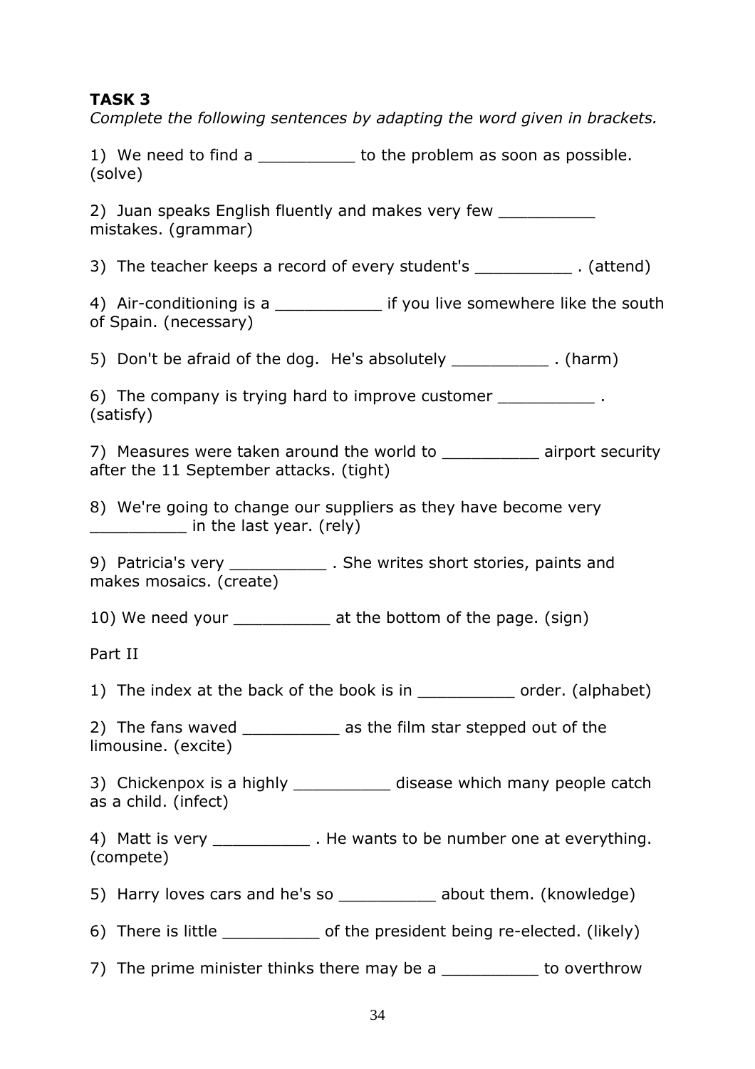**TASK 3**

*Complete the following sentences by adapting the word given in brackets.*

1) We need to find a __________ to the problem as soon as possible. (solve)

2) Juan speaks English fluently and makes very few __________ mistakes. (grammar)

3) The teacher keeps a record of every student's __________ . (attend)

4) Air-conditioning is a ___________ if you live somewhere like the south of Spain. (necessary)

5) Don't be afraid of the dog. He's absolutely __________ . (harm)

6) The company is trying hard to improve customer __________ . (satisfy)

7) Measures were taken around the world to __________ airport security after the 11 September attacks. (tight)

8) We're going to change our suppliers as they have become very __________ in the last year. (rely)

9) Patricia's very __________ . She writes short stories, paints and makes mosaics. (create)

10) We need your __________ at the bottom of the page. (sign)

Part II

1) The index at the back of the book is in __________ order. (alphabet)

2) The fans waved __________ as the film star stepped out of the limousine. (excite)

3) Chickenpox is a highly __________ disease which many people catch as a child. (infect)

4) Matt is very __________ . He wants to be number one at everything. (compete)

5) Harry loves cars and he's so __________ about them. (knowledge)

6) There is little __________ of the president being re-elected. (likely)

7) The prime minister thinks there may be a __________ to overthrow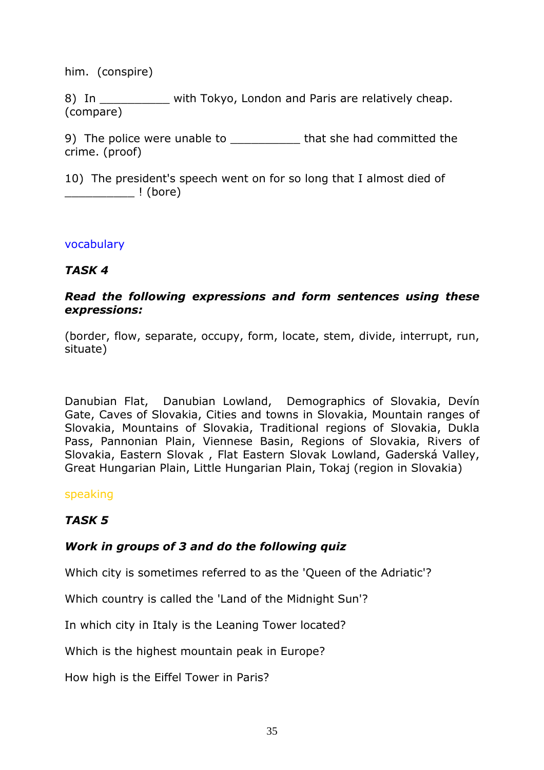him. (conspire)

8) In __________ with Tokyo, London and Paris are relatively cheap. (compare)

9) The police were unable to __________ that she had committed the crime. (proof)

10) The president's speech went on for so long that I almost died of __________ ! (bore)

vocabulary

***TASK 4***

***Read the following expressions and form sentences using these expressions:***

(border, flow, separate, occupy, form, locate, stem, divide, interrupt, run, situate)

Danubian Flat, Danubian Lowland, Demographics of Slovakia, Devín Gate, Caves of Slovakia, Cities and towns in Slovakia, Mountain ranges of Slovakia, Mountains of Slovakia, Traditional regions of Slovakia, Dukla Pass, Pannonian Plain, Viennese Basin, Regions of Slovakia, Rivers of Slovakia, Eastern Slovak , Flat Eastern Slovak Lowland, Gaderská Valley, Great Hungarian Plain, Little Hungarian Plain, Tokaj (region in Slovakia)

speaking

***TASK 5***

***Work in groups of 3 and do the following quiz***

Which city is sometimes referred to as the 'Queen of the Adriatic'?

Which country is called the 'Land of the Midnight Sun'?

In which city in Italy is the Leaning Tower located?

Which is the highest mountain peak in Europe?

How high is the Eiffel Tower in Paris?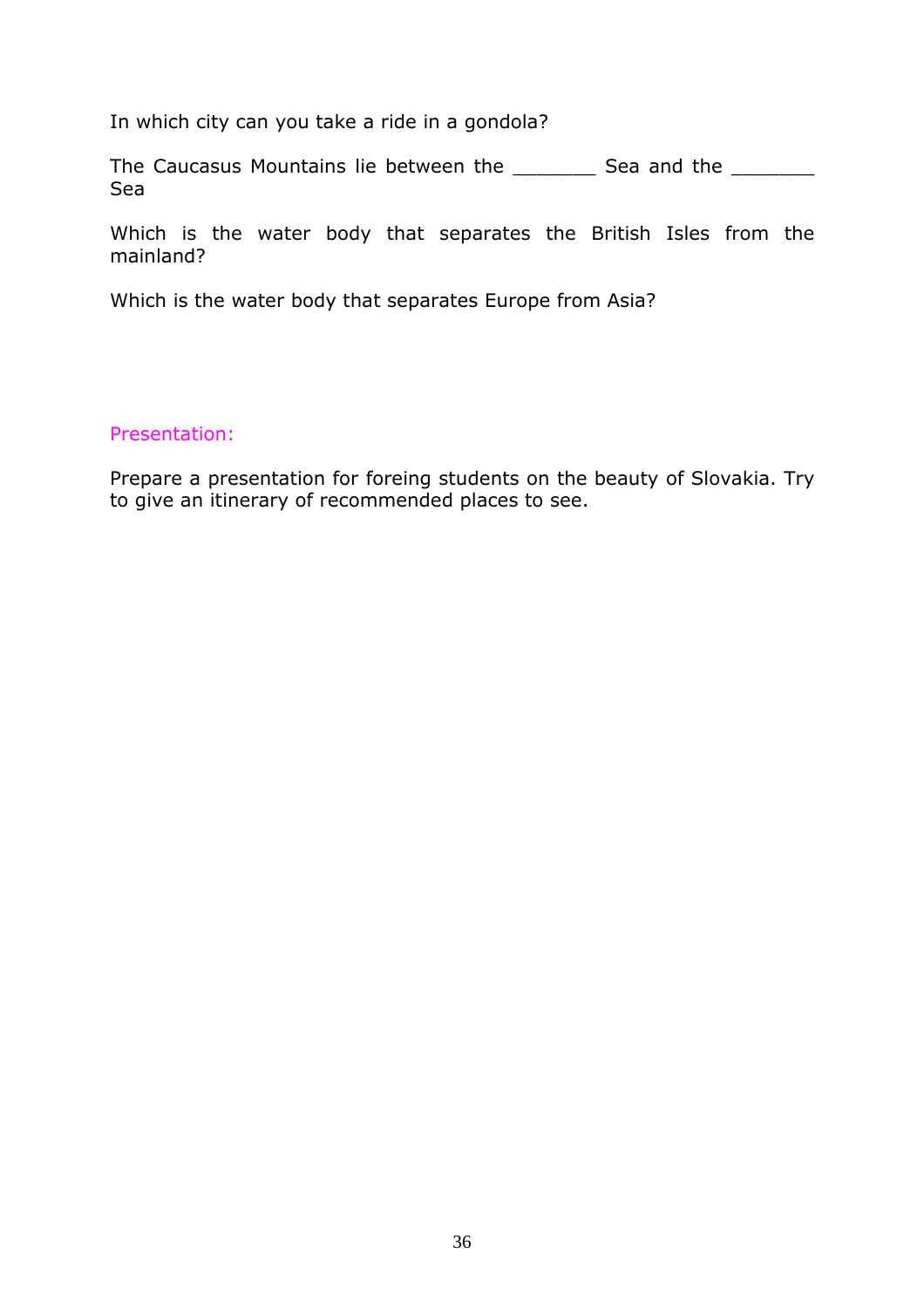In which city can you take a ride in a gondola?

The Caucasus Mountains lie between the _______ Sea and the _______ Sea

Which is the water body that separates the British Isles from the mainland?

Which is the water body that separates Europe from Asia?

Presentation:

Prepare a presentation for foreing students on the beauty of Slovakia. Try to give an itinerary of recommended places to see.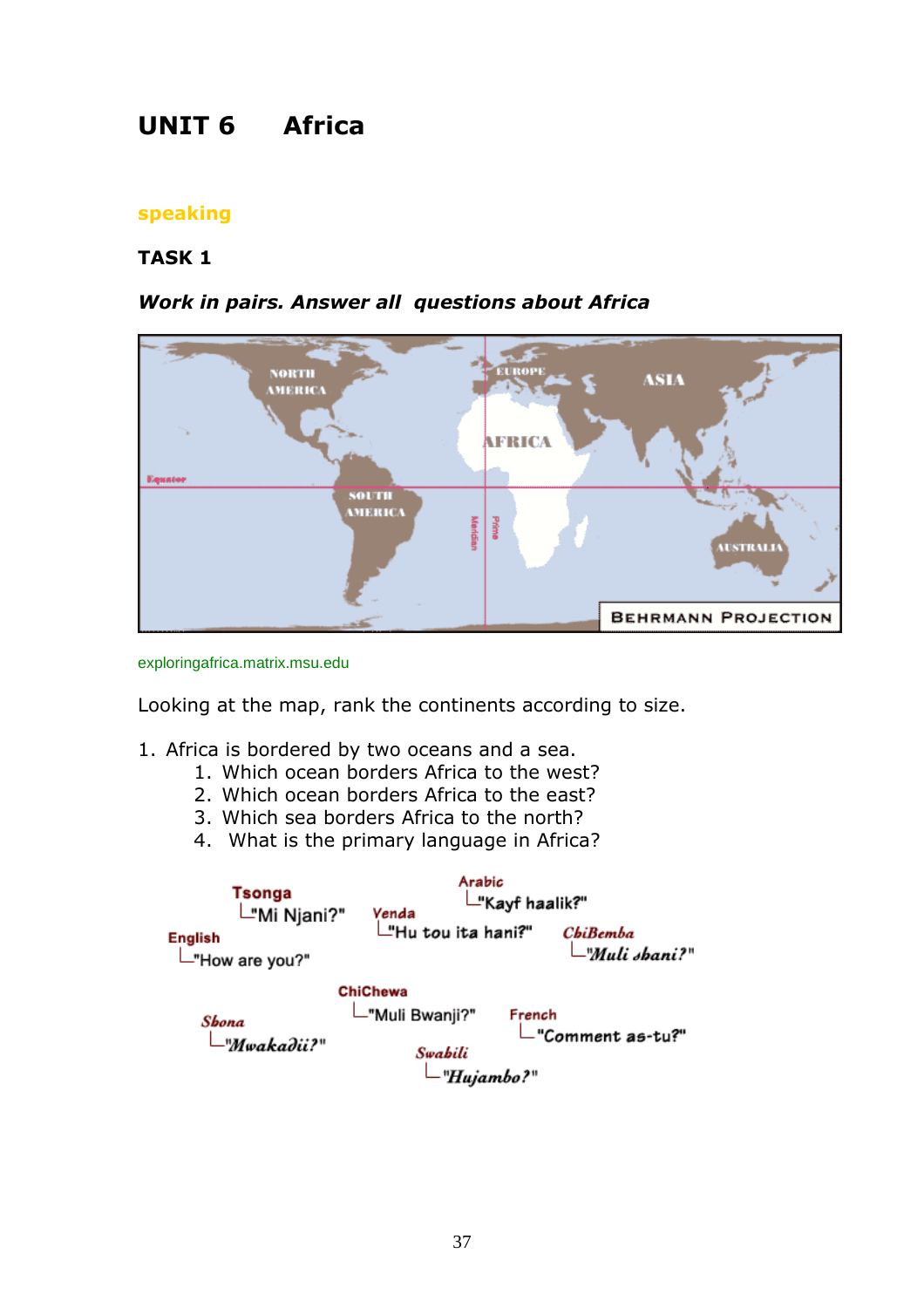# UNIT 6 Africa

## speaking

### TASK 1

***Work in pairs. Answer all questions about Africa***

exploringafrica.matrix.msu.edu

Looking at the map, rank the continents according to size.

1. Africa is bordered by two oceans and a sea.
    1. Which ocean borders Africa to the west?
    2. Which ocean borders Africa to the east?
    3. Which sea borders Africa to the north?
    4. What is the primary language in Africa?

Tsonga
"Mi Njani?"

Arabic
"Kayf haalik?"

Venda
"Hu tou ita hani?"

English
"How are you?"

ChiBemba
"Muli shani?"

ChiChewa
"Muli Bwanji?"

Shona
"Mwakadii?"

French
"Comment as-tu?"

Swahili
"Hujambo?"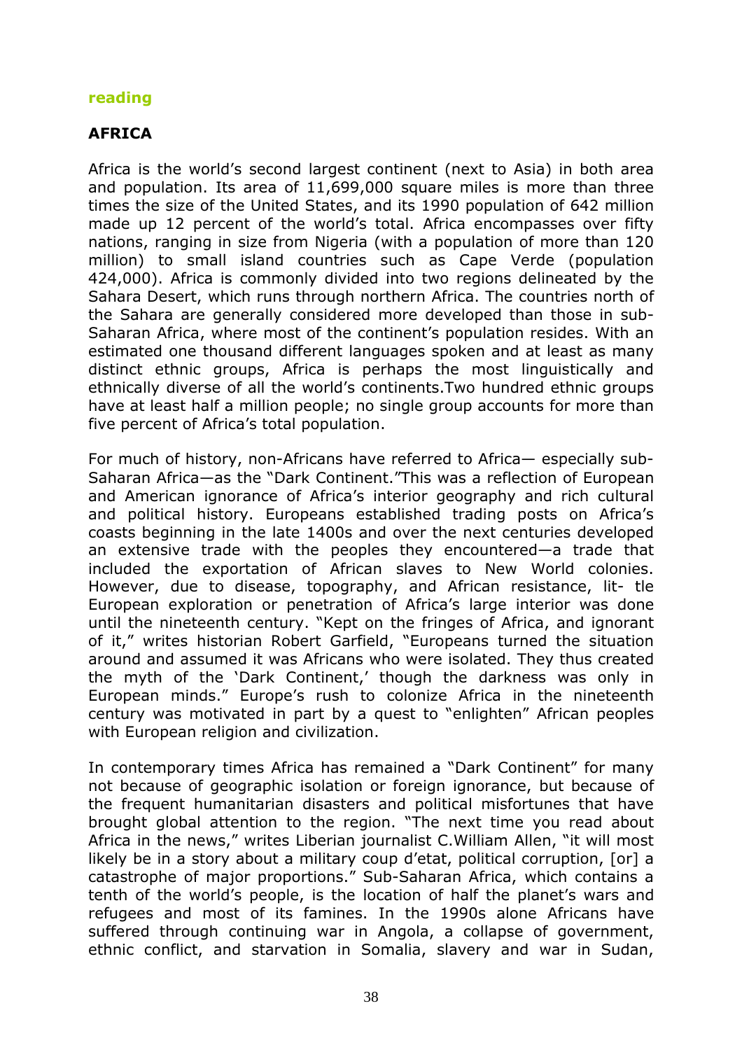**reading**

## AFRICA

Africa is the world's second largest continent (next to Asia) in both area and population. Its area of 11,699,000 square miles is more than three times the size of the United States, and its 1990 population of 642 million made up 12 percent of the world's total. Africa encompasses over fifty nations, ranging in size from Nigeria (with a population of more than 120 million) to small island countries such as Cape Verde (population 424,000). Africa is commonly divided into two regions delineated by the Sahara Desert, which runs through northern Africa. The countries north of the Sahara are generally considered more developed than those in sub-Saharan Africa, where most of the continent's population resides. With an estimated one thousand different languages spoken and at least as many distinct ethnic groups, Africa is perhaps the most linguistically and ethnically diverse of all the world's continents.Two hundred ethnic groups have at least half a million people; no single group accounts for more than five percent of Africa's total population.

For much of history, non-Africans have referred to Africa— especially sub-Saharan Africa—as the "Dark Continent."This was a reflection of European and American ignorance of Africa's interior geography and rich cultural and political history. Europeans established trading posts on Africa's coasts beginning in the late 1400s and over the next centuries developed an extensive trade with the peoples they encountered—a trade that included the exportation of African slaves to New World colonies. However, due to disease, topography, and African resistance, lit- tle European exploration or penetration of Africa's large interior was done until the nineteenth century. "Kept on the fringes of Africa, and ignorant of it," writes historian Robert Garfield, "Europeans turned the situation around and assumed it was Africans who were isolated. They thus created the myth of the 'Dark Continent,' though the darkness was only in European minds." Europe's rush to colonize Africa in the nineteenth century was motivated in part by a quest to "enlighten" African peoples with European religion and civilization.

In contemporary times Africa has remained a "Dark Continent" for many not because of geographic isolation or foreign ignorance, but because of the frequent humanitarian disasters and political misfortunes that have brought global attention to the region. "The next time you read about Africa in the news," writes Liberian journalist C.William Allen, "it will most likely be in a story about a military coup d'etat, political corruption, [or] a catastrophe of major proportions." Sub-Saharan Africa, which contains a tenth of the world's people, is the location of half the planet's wars and refugees and most of its famines. In the 1990s alone Africans have suffered through continuing war in Angola, a collapse of government, ethnic conflict, and starvation in Somalia, slavery and war in Sudan,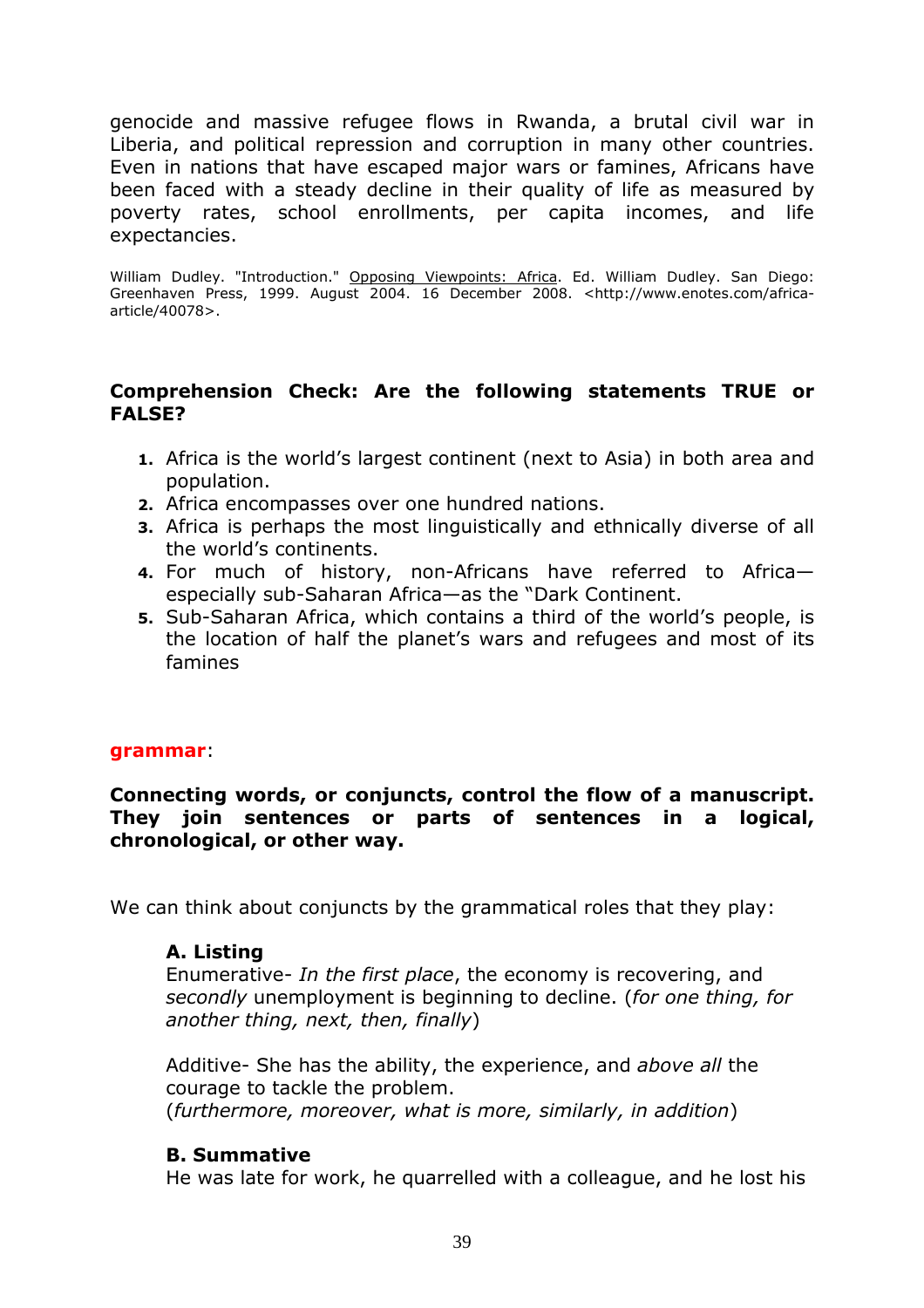genocide and massive refugee flows in Rwanda, a brutal civil war in Liberia, and political repression and corruption in many other countries. Even in nations that have escaped major wars or famines, Africans have been faced with a steady decline in their quality of life as measured by poverty rates, school enrollments, per capita incomes, and life expectancies.

William Dudley. "Introduction." Opposing Viewpoints: Africa. Ed. William Dudley. San Diego: Greenhaven Press, 1999. August 2004. 16 December 2008. <http://www.enotes.com/africa-article/40078>.

**Comprehension Check: Are the following statements TRUE or FALSE?**

1. Africa is the world's largest continent (next to Asia) in both area and population.
2. Africa encompasses over one hundred nations.
3. Africa is perhaps the most linguistically and ethnically diverse of all the world's continents.
4. For much of history, non-Africans have referred to Africa—especially sub-Saharan Africa—as the "Dark Continent.
5. Sub-Saharan Africa, which contains a third of the world's people, is the location of half the planet's wars and refugees and most of its famines

**grammar**:

**Connecting words, or conjuncts, control the flow of a manuscript. They join sentences or parts of sentences in a logical, chronological, or other way.**

We can think about conjuncts by the grammatical roles that they play:

**A. Listing**

Enumerative- *In the first place*, the economy is recovering, and *secondly* unemployment is beginning to decline. (*for one thing, for another thing, next, then, finally*)

Additive- She has the ability, the experience, and *above all* the courage to tackle the problem.
(*furthermore, moreover, what is more, similarly, in addition*)

**B. Summative**

He was late for work, he quarrelled with a colleague, and he lost his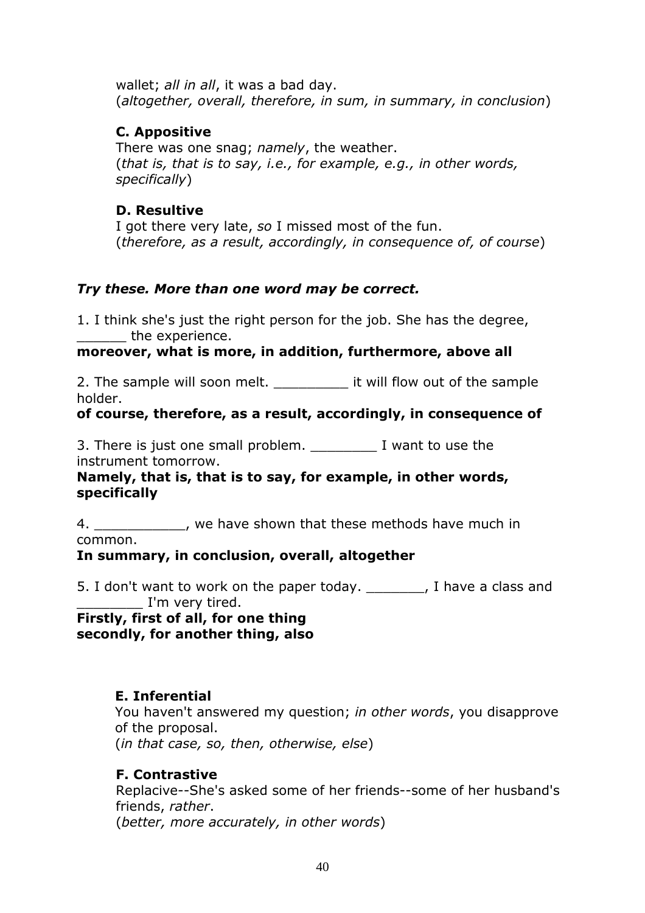wallet; *all in all*, it was a bad day.
(*altogether, overall, therefore, in sum, in summary, in conclusion*)

**C. Appositive**
There was one snag; *namely*, the weather.
(*that is, that is to say, i.e., for example, e.g., in other words, specifically*)

**D. Resultive**
I got there very late, *so* I missed most of the fun.
(*therefore, as a result, accordingly, in consequence of, of course*)

***Try these. More than one word may be correct.***

1. I think she's just the right person for the job. She has the degree, ______ the experience.
**moreover, what is more, in addition, furthermore, above all**

2. The sample will soon melt. _________ it will flow out of the sample holder.
**of course, therefore, as a result, accordingly, in consequence of**

3. There is just one small problem. ________ I want to use the instrument tomorrow.
**Namely, that is, that is to say, for example, in other words, specifically**

4. ___________, we have shown that these methods have much in common.
**In summary, in conclusion, overall, altogether**

5. I don't want to work on the paper today. _______, I have a class and ________ I'm very tired.
**Firstly, first of all, for one thing**
**secondly, for another thing, also**

**E. Inferential**
You haven't answered my question; *in other words*, you disapprove of the proposal.
(*in that case, so, then, otherwise, else*)

**F. Contrastive**
Replacive--She's asked some of her friends--some of her husband's friends, *rather*.
(*better, more accurately, in other words*)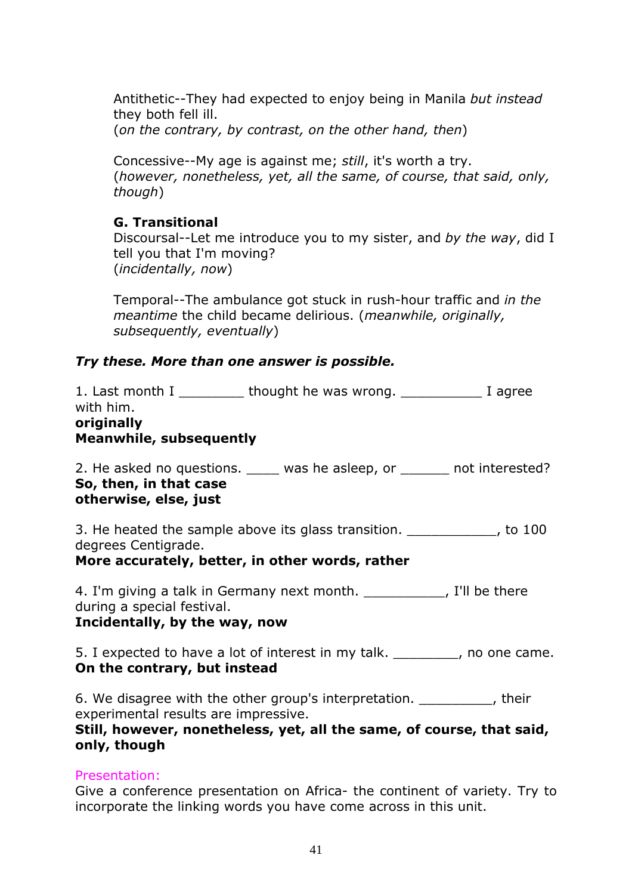Antithetic--They had expected to enjoy being in Manila *but instead* they both fell ill.
(*on the contrary, by contrast, on the other hand, then*)

Concessive--My age is against me; *still*, it's worth a try.
(*however, nonetheless, yet, all the same, of course, that said, only, though*)

**G. Transitional**

Discoursal--Let me introduce you to my sister, and *by the way*, did I tell you that I'm moving?
(*incidentally, now*)

Temporal--The ambulance got stuck in rush-hour traffic and *in the meantime* the child became delirious. (*meanwhile, originally, subsequently, eventually*)

***Try these. More than one answer is possible.***

1. Last month I ________ thought he was wrong. __________ I agree with him.
**originally**
**Meanwhile, subsequently**

2. He asked no questions. ____ was he asleep, or ______ not interested?
**So, then, in that case**
**otherwise, else, just**

3. He heated the sample above its glass transition. ___________, to 100 degrees Centigrade.
**More accurately, better, in other words, rather**

4. I'm giving a talk in Germany next month. __________, I'll be there during a special festival.
**Incidentally, by the way, now**

5. I expected to have a lot of interest in my talk. ________, no one came.
**On the contrary, but instead**

6. We disagree with the other group's interpretation. _________, their experimental results are impressive.
**Still, however, nonetheless, yet, all the same, of course, that said, only, though**

Presentation:

Give a conference presentation on Africa- the continent of variety. Try to incorporate the linking words you have come across in this unit.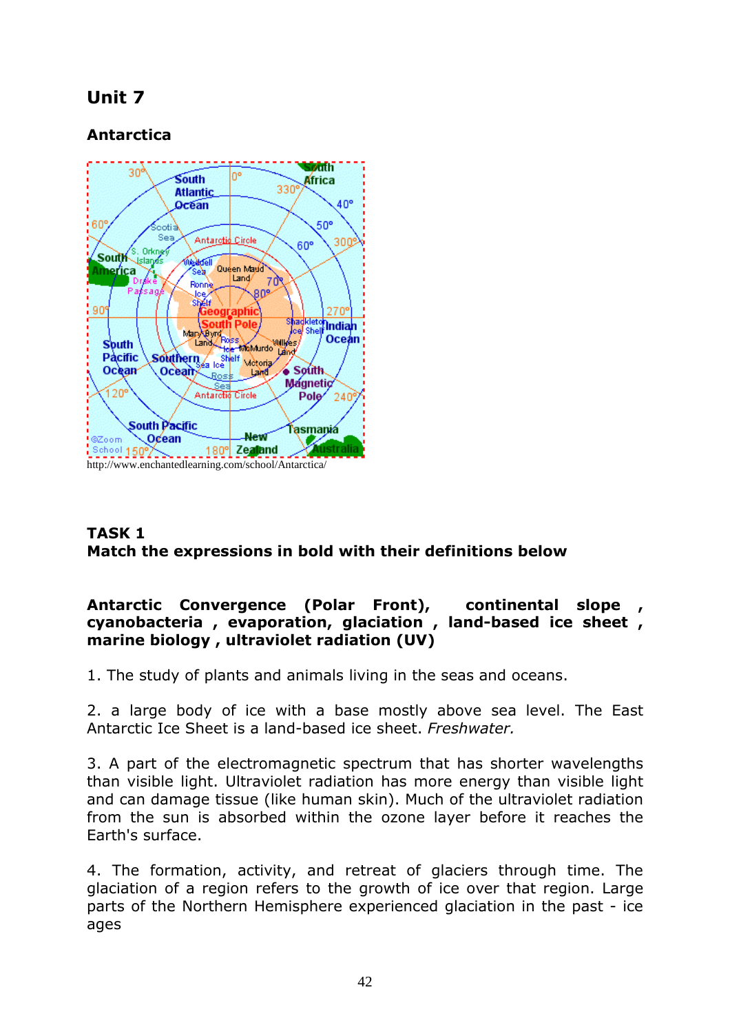# Unit 7

## Antarctica

http://www.enchantedlearning.com/school/Antarctica/

**TASK 1**
**Match the expressions in bold with their definitions below**

**Antarctic Convergence (Polar Front), continental slope , cyanobacteria , evaporation, glaciation , land-based ice sheet , marine biology , ultraviolet radiation (UV)**

1. The study of plants and animals living in the seas and oceans.

2. a large body of ice with a base mostly above sea level. The East Antarctic Ice Sheet is a land-based ice sheet. *Freshwater.*

3. A part of the electromagnetic spectrum that has shorter wavelengths than visible light. Ultraviolet radiation has more energy than visible light and can damage tissue (like human skin). Much of the ultraviolet radiation from the sun is absorbed within the ozone layer before it reaches the Earth's surface.

4. The formation, activity, and retreat of glaciers through time. The glaciation of a region refers to the growth of ice over that region. Large parts of the Northern Hemisphere experienced glaciation in the past - ice ages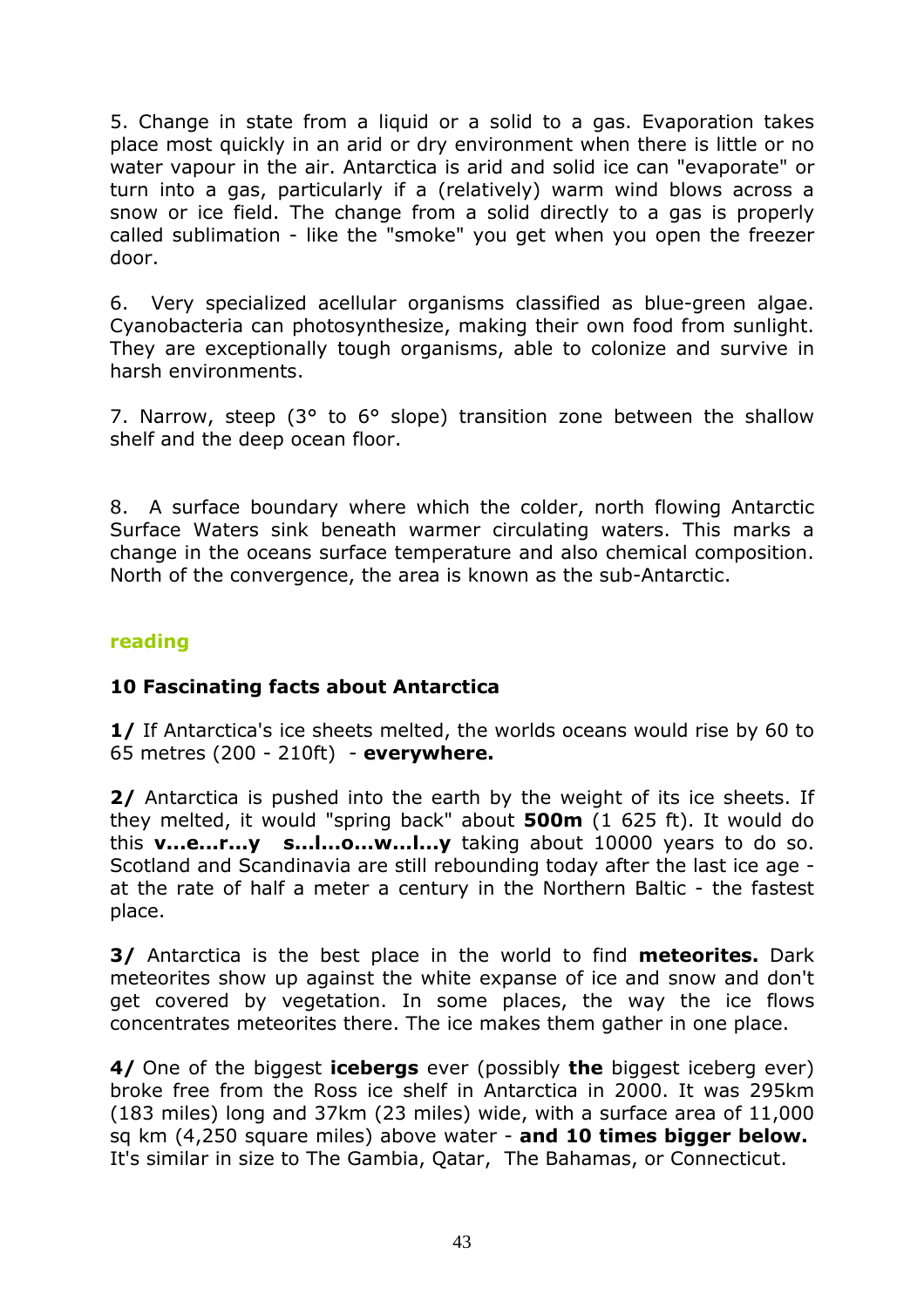5. Change in state from a liquid or a solid to a gas. Evaporation takes place most quickly in an arid or dry environment when there is little or no water vapour in the air. Antarctica is arid and solid ice can "evaporate" or turn into a gas, particularly if a (relatively) warm wind blows across a snow or ice field. The change from a solid directly to a gas is properly called sublimation - like the "smoke" you get when you open the freezer door.

6. Very specialized acellular organisms classified as blue-green algae. Cyanobacteria can photosynthesize, making their own food from sunlight. They are exceptionally tough organisms, able to colonize and survive in harsh environments.

7. Narrow, steep (3° to 6° slope) transition zone between the shallow shelf and the deep ocean floor.

8. A surface boundary where which the colder, north flowing Antarctic Surface Waters sink beneath warmer circulating waters. This marks a change in the oceans surface temperature and also chemical composition. North of the convergence, the area is known as the sub-Antarctic.

## reading

### 10 Fascinating facts about Antarctica

**1/** If Antarctica's ice sheets melted, the worlds oceans would rise by 60 to 65 metres (200 - 210ft) - **everywhere.**

**2/** Antarctica is pushed into the earth by the weight of its ice sheets. If they melted, it would "spring back" about **500m** (1 625 ft). It would do this **v...e...r...y s...l...o...w...l...y** taking about 10000 years to do so. Scotland and Scandinavia are still rebounding today after the last ice age - at the rate of half a meter a century in the Northern Baltic - the fastest place.

**3/** Antarctica is the best place in the world to find **meteorites.** Dark meteorites show up against the white expanse of ice and snow and don't get covered by vegetation. In some places, the way the ice flows concentrates meteorites there. The ice makes them gather in one place.

**4/** One of the biggest **icebergs** ever (possibly **the** biggest iceberg ever) broke free from the Ross ice shelf in Antarctica in 2000. It was 295km (183 miles) long and 37km (23 miles) wide, with a surface area of 11,000 sq km (4,250 square miles) above water - **and 10 times bigger below.** It's similar in size to The Gambia, Qatar, The Bahamas, or Connecticut.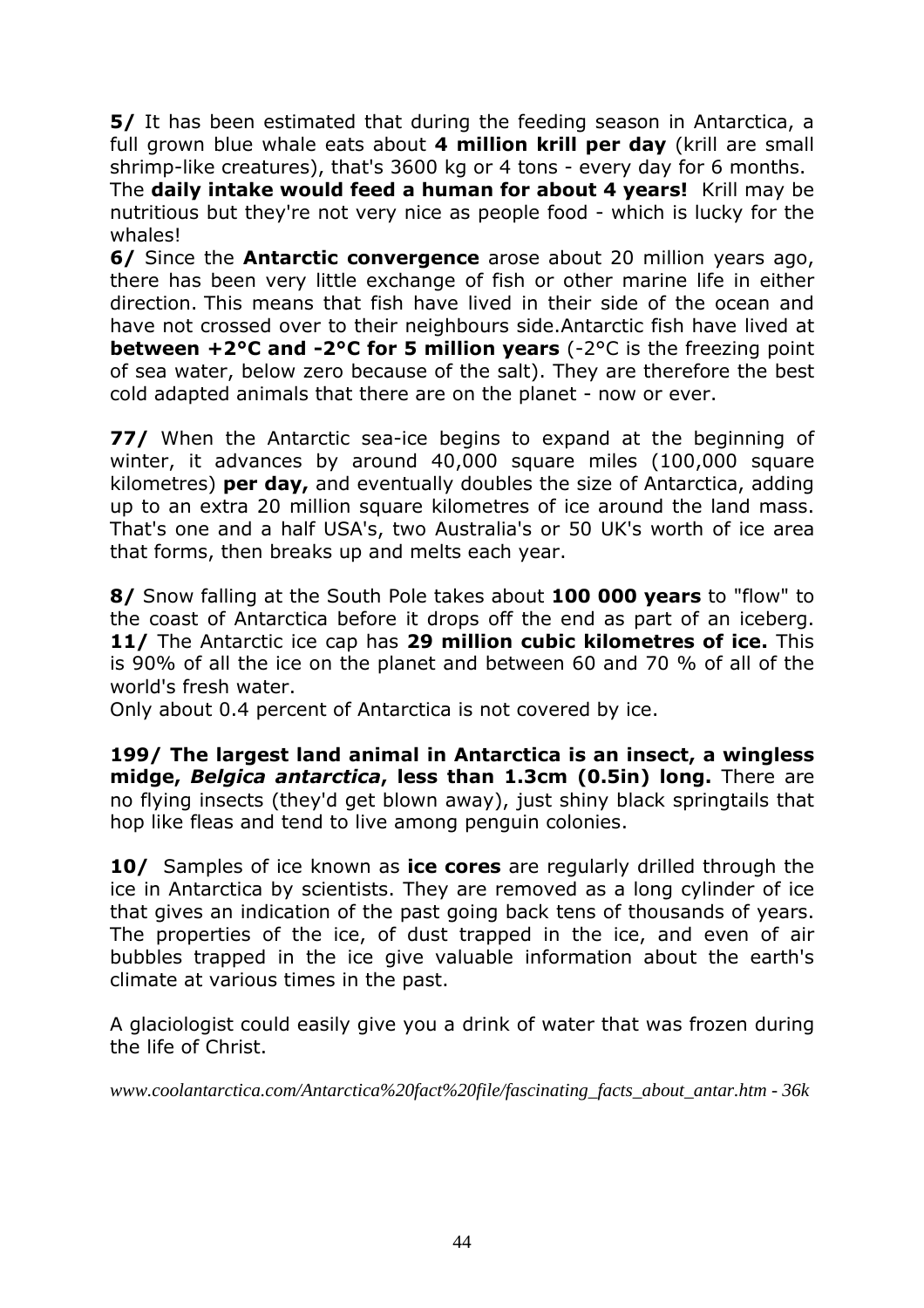**5/** It has been estimated that during the feeding season in Antarctica, a full grown blue whale eats about **4 million krill per day** (krill are small shrimp-like creatures), that's 3600 kg or 4 tons - every day for 6 months.
The **daily intake would feed a human for about 4 years!** Krill may be nutritious but they're not very nice as people food - which is lucky for the whales!
**6/** Since the **Antarctic convergence** arose about 20 million years ago, there has been very little exchange of fish or other marine life in either direction. This means that fish have lived in their side of the ocean and have not crossed over to their neighbours side.Antarctic fish have lived at **between +2°C and -2°C for 5 million years** (-2°C is the freezing point of sea water, below zero because of the salt). They are therefore the best cold adapted animals that there are on the planet - now or ever.

**77/** When the Antarctic sea-ice begins to expand at the beginning of winter, it advances by around 40,000 square miles (100,000 square kilometres) **per day,** and eventually doubles the size of Antarctica, adding up to an extra 20 million square kilometres of ice around the land mass. That's one and a half USA's, two Australia's or 50 UK's worth of ice area that forms, then breaks up and melts each year.

**8/** Snow falling at the South Pole takes about **100 000 years** to "flow" to the coast of Antarctica before it drops off the end as part of an iceberg.
**11/** The Antarctic ice cap has **29 million cubic kilometres of ice.** This is 90% of all the ice on the planet and between 60 and 70 % of all of the world's fresh water.
Only about 0.4 percent of Antarctica is not covered by ice.

**199/ The largest land animal in Antarctica is an insect, a wingless midge, *Belgica antarctica*, less than 1.3cm (0.5in) long.** There are no flying insects (they'd get blown away), just shiny black springtails that hop like fleas and tend to live among penguin colonies.

**10/** Samples of ice known as **ice cores** are regularly drilled through the ice in Antarctica by scientists. They are removed as a long cylinder of ice that gives an indication of the past going back tens of thousands of years. The properties of the ice, of dust trapped in the ice, and even of air bubbles trapped in the ice give valuable information about the earth's climate at various times in the past.

A glaciologist could easily give you a drink of water that was frozen during the life of Christ.

*www.coolantarctica.com/Antarctica%20fact%20file/fascinating_facts_about_antar.htm - 36k*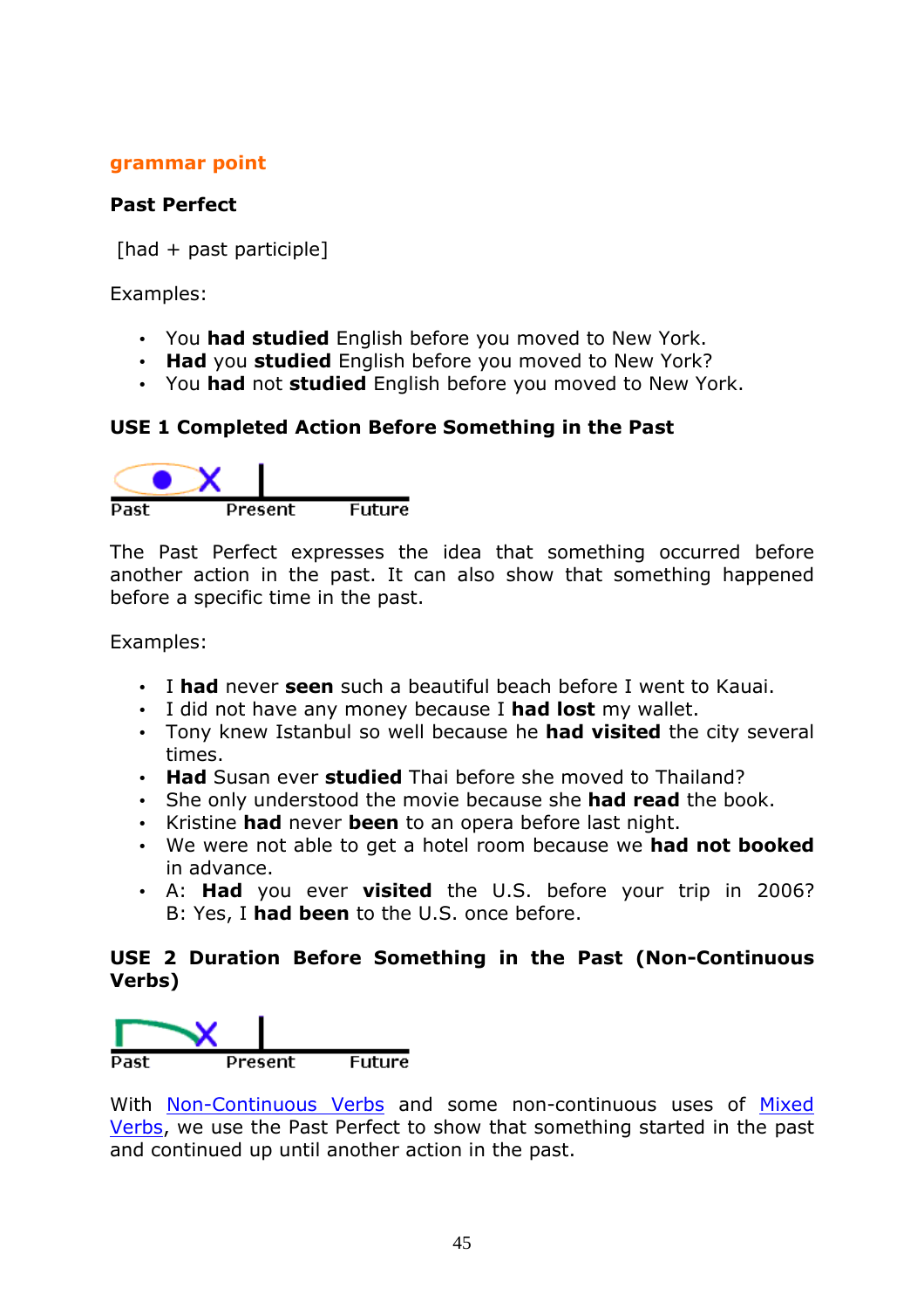grammar point

**Past Perfect**

[had + past participle]

Examples:

- You **had studied** English before you moved to New York.
- **Had** you **studied** English before you moved to New York?
- You **had** not **studied** English before you moved to New York.

**USE 1 Completed Action Before Something in the Past**

Past Present Future

The Past Perfect expresses the idea that something occurred before another action in the past. It can also show that something happened before a specific time in the past.

Examples:

- I **had** never **seen** such a beautiful beach before I went to Kauai.
- I did not have any money because I **had lost** my wallet.
- Tony knew Istanbul so well because he **had visited** the city several times.
- **Had** Susan ever **studied** Thai before she moved to Thailand?
- She only understood the movie because she **had read** the book.
- Kristine **had** never **been** to an opera before last night.
- We were not able to get a hotel room because we **had not booked** in advance.
- A: **Had** you ever **visited** the U.S. before your trip in 2006?  
  B: Yes, I **had been** to the U.S. once before.

**USE 2 Duration Before Something in the Past (Non-Continuous Verbs)**

Past Present Future

With Non-Continuous Verbs and some non-continuous uses of Mixed Verbs, we use the Past Perfect to show that something started in the past and continued up until another action in the past.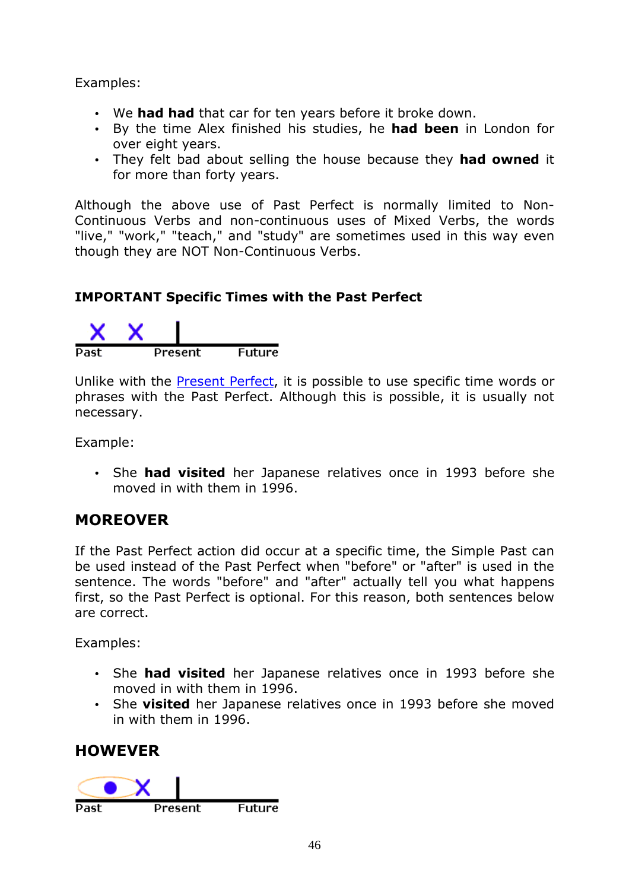Examples:

- We **had had** that car for ten years before it broke down.
- By the time Alex finished his studies, he **had been** in London for over eight years.
- They felt bad about selling the house because they **had owned** it for more than forty years.

Although the above use of Past Perfect is normally limited to Non-Continuous Verbs and non-continuous uses of Mixed Verbs, the words "live," "work," "teach," and "study" are sometimes used in this way even though they are NOT Non-Continuous Verbs.

**IMPORTANT Specific Times with the Past Perfect**

Past Present Future

Unlike with the Present Perfect, it is possible to use specific time words or phrases with the Past Perfect. Although this is possible, it is usually not necessary.

Example:

- She **had visited** her Japanese relatives once in 1993 before she moved in with them in 1996.

## MOREOVER

If the Past Perfect action did occur at a specific time, the Simple Past can be used instead of the Past Perfect when "before" or "after" is used in the sentence. The words "before" and "after" actually tell you what happens first, so the Past Perfect is optional. For this reason, both sentences below are correct.

Examples:

- She **had visited** her Japanese relatives once in 1993 before she moved in with them in 1996.
- She **visited** her Japanese relatives once in 1993 before she moved in with them in 1996.

## HOWEVER

Past Present Future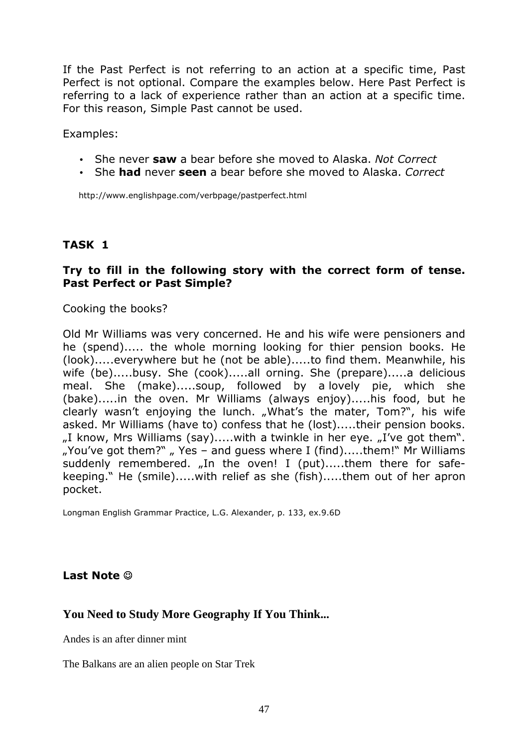If the Past Perfect is not referring to an action at a specific time, Past Perfect is not optional. Compare the examples below. Here Past Perfect is referring to a lack of experience rather than an action at a specific time. For this reason, Simple Past cannot be used.

Examples:

- She never **saw** a bear before she moved to Alaska. *Not Correct*
- She **had** never **seen** a bear before she moved to Alaska. *Correct*

http://www.englishpage.com/verbpage/pastperfect.html

### TASK 1

**Try to fill in the following story with the correct form of tense. Past Perfect or Past Simple?**

Cooking the books?

Old Mr Williams was very concerned. He and his wife were pensioners and he (spend)..... the whole morning looking for thier pension books. He (look).....everywhere but he (not be able).....to find them. Meanwhile, his wife (be).....busy. She (cook).....all orning. She (prepare).....a delicious meal. She (make).....soup, followed by a lovely pie, which she (bake).....in the oven. Mr Williams (always enjoy).....his food, but he clearly wasn't enjoying the lunch. „What's the mater, Tom?", his wife asked. Mr Williams (have to) confess that he (lost).....their pension books. „I know, Mrs Williams (say).....with a twinkle in her eye. „I've got them". „You've got them?" „ Yes – and guess where I (find).....them!" Mr Williams suddenly remembered. „In the oven! I (put).....them there for safe-keeping." He (smile).....with relief as she (fish).....them out of her apron pocket.

Longman English Grammar Practice, L.G. Alexander, p. 133, ex.9.6D

### Last Note ☺

### You Need to Study More Geography If You Think...

Andes is an after dinner mint

The Balkans are an alien people on Star Trek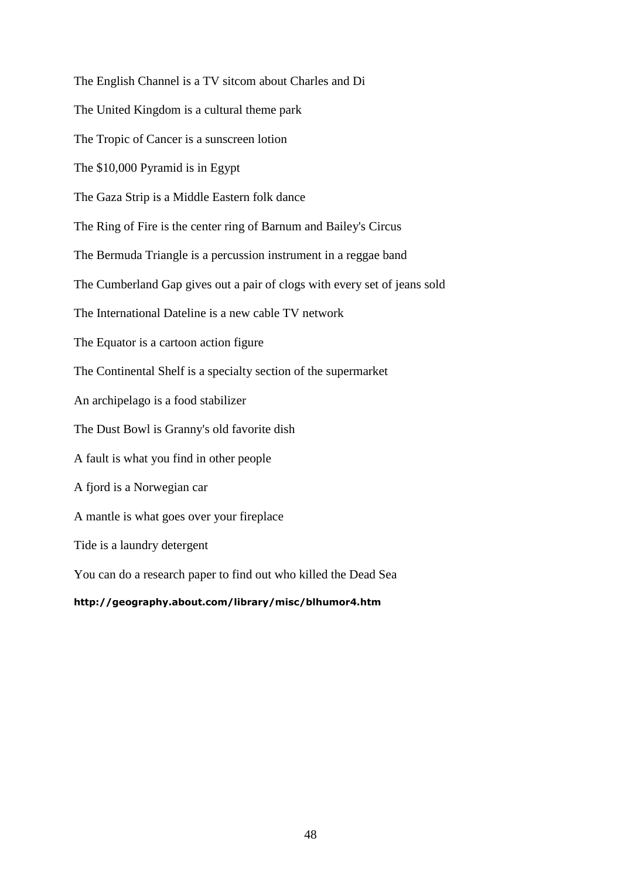The English Channel is a TV sitcom about Charles and Di

The United Kingdom is a cultural theme park

The Tropic of Cancer is a sunscreen lotion

The $10,000 Pyramid is in Egypt

The Gaza Strip is a Middle Eastern folk dance

The Ring of Fire is the center ring of Barnum and Bailey's Circus

The Bermuda Triangle is a percussion instrument in a reggae band

The Cumberland Gap gives out a pair of clogs with every set of jeans sold

The International Dateline is a new cable TV network

The Equator is a cartoon action figure

The Continental Shelf is a specialty section of the supermarket

An archipelago is a food stabilizer

The Dust Bowl is Granny's old favorite dish

A fault is what you find in other people

A fjord is a Norwegian car

A mantle is what goes over your fireplace

Tide is a laundry detergent

You can do a research paper to find out who killed the Dead Sea

**http://geography.about.com/library/misc/blhumor4.htm**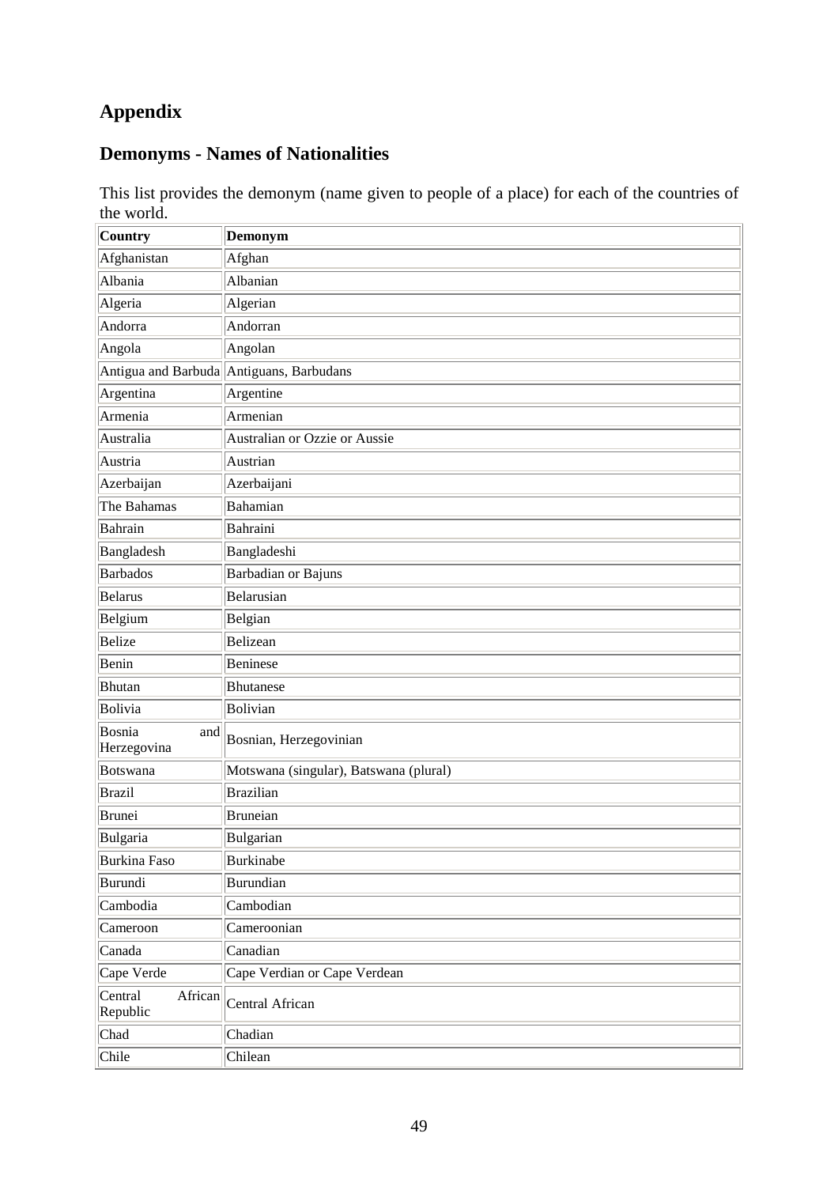# Appendix

## Demonyms - Names of Nationalities

This list provides the demonym (name given to people of a place) for each of the countries of the world.

| Country | Demonym |
|---|---|
| Afghanistan | Afghan |
| Albania | Albanian |
| Algeria | Algerian |
| Andorra | Andorran |
| Angola | Angolan |
| Antigua and Barbuda | Antiguans, Barbudans |
| Argentina | Argentine |
| Armenia | Armenian |
| Australia | Australian or Ozzie or Aussie |
| Austria | Austrian |
| Azerbaijan | Azerbaijani |
| The Bahamas | Bahamian |
| Bahrain | Bahraini |
| Bangladesh | Bangladeshi |
| Barbados | Barbadian or Bajuns |
| Belarus | Belarusian |
| Belgium | Belgian |
| Belize | Belizean |
| Benin | Beninese |
| Bhutan | Bhutanese |
| Bolivia | Bolivian |
| Bosnia and Herzegovina | Bosnian, Herzegovinian |
| Botswana | Motswana (singular), Batswana (plural) |
| Brazil | Brazilian |
| Brunei | Bruneian |
| Bulgaria | Bulgarian |
| Burkina Faso | Burkinabe |
| Burundi | Burundian |
| Cambodia | Cambodian |
| Cameroon | Cameroonian |
| Canada | Canadian |
| Cape Verde | Cape Verdian or Cape Verdean |
| Central African Republic | Central African |
| Chad | Chadian |
| Chile | Chilean |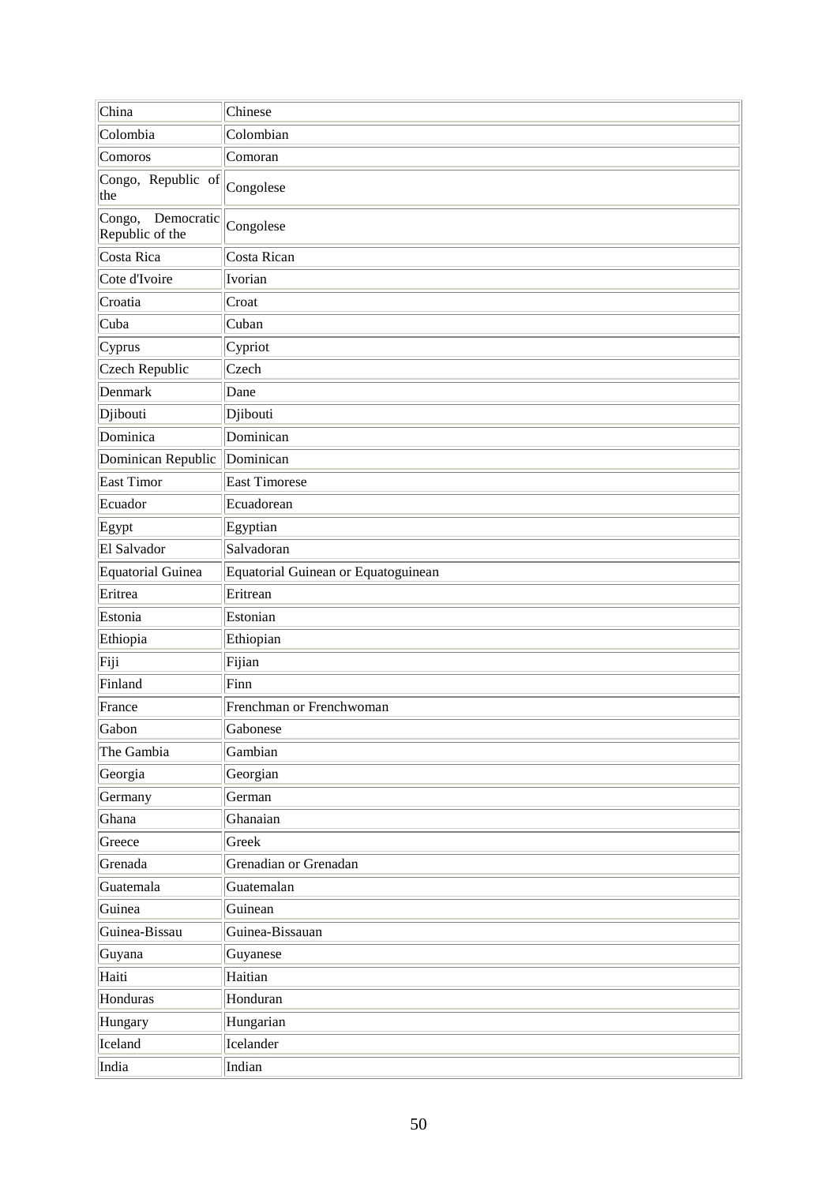| China | Chinese |
|---|---|
| Colombia | Colombian |
| Comoros | Comoran |
| Congo, Republic of the | Congolese |
| Congo, Democratic Republic of the | Congolese |
| Costa Rica | Costa Rican |
| Cote d'Ivoire | Ivorian |
| Croatia | Croat |
| Cuba | Cuban |
| Cyprus | Cypriot |
| Czech Republic | Czech |
| Denmark | Dane |
| Djibouti | Djibouti |
| Dominica | Dominican |
| Dominican Republic | Dominican |
| East Timor | East Timorese |
| Ecuador | Ecuadorean |
| Egypt | Egyptian |
| El Salvador | Salvadoran |
| Equatorial Guinea | Equatorial Guinean or Equatoguinean |
| Eritrea | Eritrean |
| Estonia | Estonian |
| Ethiopia | Ethiopian |
| Fiji | Fijian |
| Finland | Finn |
| France | Frenchman or Frenchwoman |
| Gabon | Gabonese |
| The Gambia | Gambian |
| Georgia | Georgian |
| Germany | German |
| Ghana | Ghanaian |
| Greece | Greek |
| Grenada | Grenadian or Grenadan |
| Guatemala | Guatemalan |
| Guinea | Guinean |
| Guinea-Bissau | Guinea-Bissauan |
| Guyana | Guyanese |
| Haiti | Haitian |
| Honduras | Honduran |
| Hungary | Hungarian |
| Iceland | Icelander |
| India | Indian |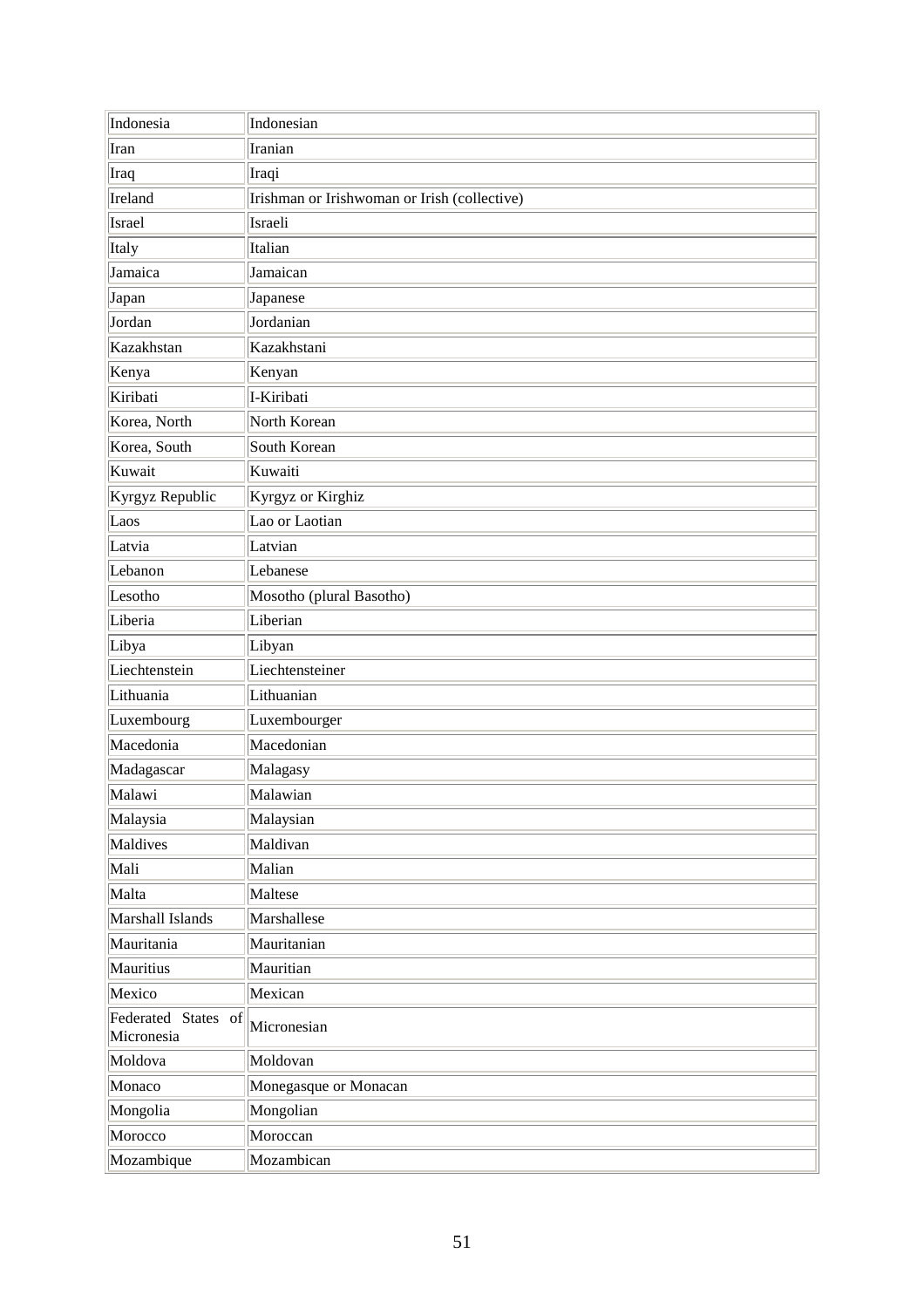| Indonesia | Indonesian |
|---|---|
| Iran | Iranian |
| Iraq | Iraqi |
| Ireland | Irishman or Irishwoman or Irish (collective) |
| Israel | Israeli |
| Italy | Italian |
| Jamaica | Jamaican |
| Japan | Japanese |
| Jordan | Jordanian |
| Kazakhstan | Kazakhstani |
| Kenya | Kenyan |
| Kiribati | I-Kiribati |
| Korea, North | North Korean |
| Korea, South | South Korean |
| Kuwait | Kuwaiti |
| Kyrgyz Republic | Kyrgyz or Kirghiz |
| Laos | Lao or Laotian |
| Latvia | Latvian |
| Lebanon | Lebanese |
| Lesotho | Mosotho (plural Basotho) |
| Liberia | Liberian |
| Libya | Libyan |
| Liechtenstein | Liechtensteiner |
| Lithuania | Lithuanian |
| Luxembourg | Luxembourger |
| Macedonia | Macedonian |
| Madagascar | Malagasy |
| Malawi | Malawian |
| Malaysia | Malaysian |
| Maldives | Maldivan |
| Mali | Malian |
| Malta | Maltese |
| Marshall Islands | Marshallese |
| Mauritania | Mauritanian |
| Mauritius | Mauritian |
| Mexico | Mexican |
| Federated States of Micronesia | Micronesian |
| Moldova | Moldovan |
| Monaco | Monegasque or Monacan |
| Mongolia | Mongolian |
| Morocco | Moroccan |
| Mozambique | Mozambican |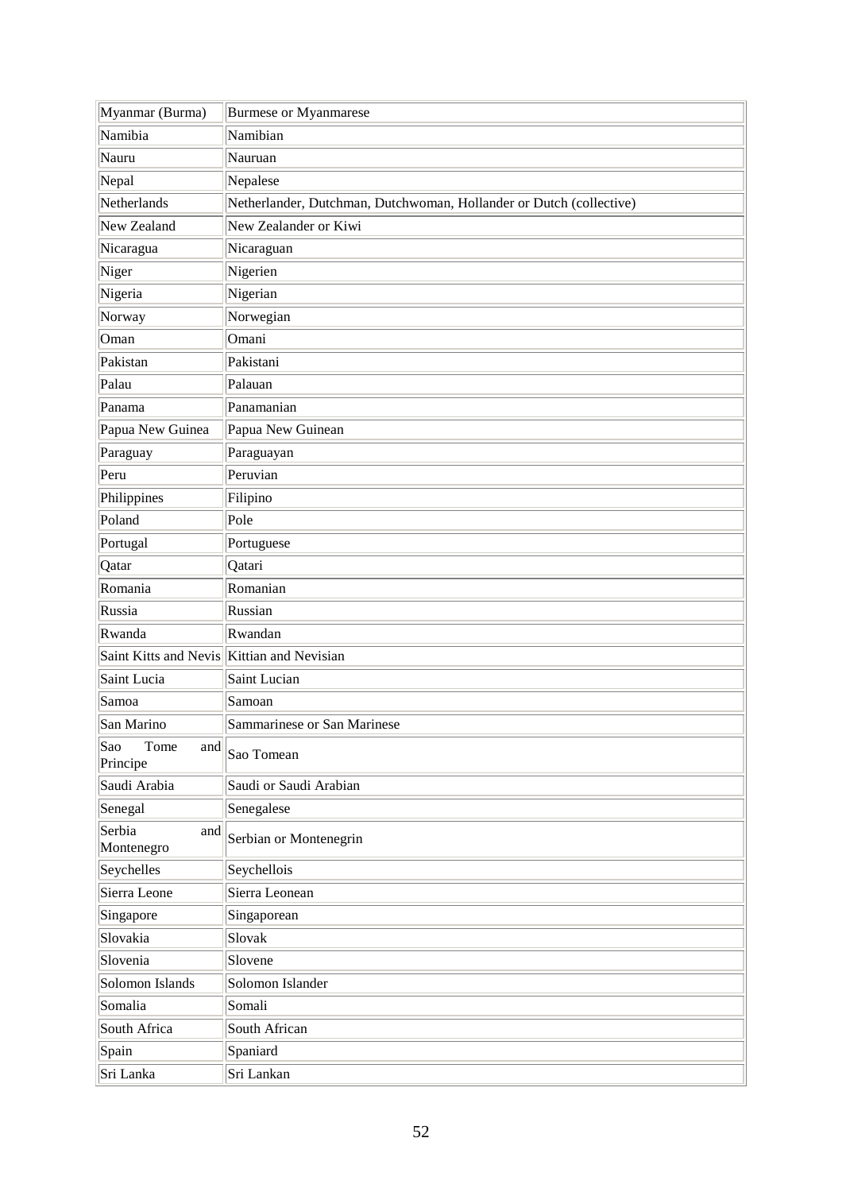| Myanmar (Burma) | Burmese or Myanmarese |
|---|---|
| Namibia | Namibian |
| Nauru | Nauruan |
| Nepal | Nepalese |
| Netherlands | Netherlander, Dutchman, Dutchwoman, Hollander or Dutch (collective) |
| New Zealand | New Zealander or Kiwi |
| Nicaragua | Nicaraguan |
| Niger | Nigerien |
| Nigeria | Nigerian |
| Norway | Norwegian |
| Oman | Omani |
| Pakistan | Pakistani |
| Palau | Palauan |
| Panama | Panamanian |
| Papua New Guinea | Papua New Guinean |
| Paraguay | Paraguayan |
| Peru | Peruvian |
| Philippines | Filipino |
| Poland | Pole |
| Portugal | Portuguese |
| Qatar | Qatari |
| Romania | Romanian |
| Russia | Russian |
| Rwanda | Rwandan |
| Saint Kitts and Nevis | Kittian and Nevisian |
| Saint Lucia | Saint Lucian |
| Samoa | Samoan |
| San Marino | Sammarinese or San Marinese |
| Sao Tome and Principe | Sao Tomean |
| Saudi Arabia | Saudi or Saudi Arabian |
| Senegal | Senegalese |
| Serbia and Montenegro | Serbian or Montenegrin |
| Seychelles | Seychellois |
| Sierra Leone | Sierra Leonean |
| Singapore | Singaporean |
| Slovakia | Slovak |
| Slovenia | Slovene |
| Solomon Islands | Solomon Islander |
| Somalia | Somali |
| South Africa | South African |
| Spain | Spaniard |
| Sri Lanka | Sri Lankan |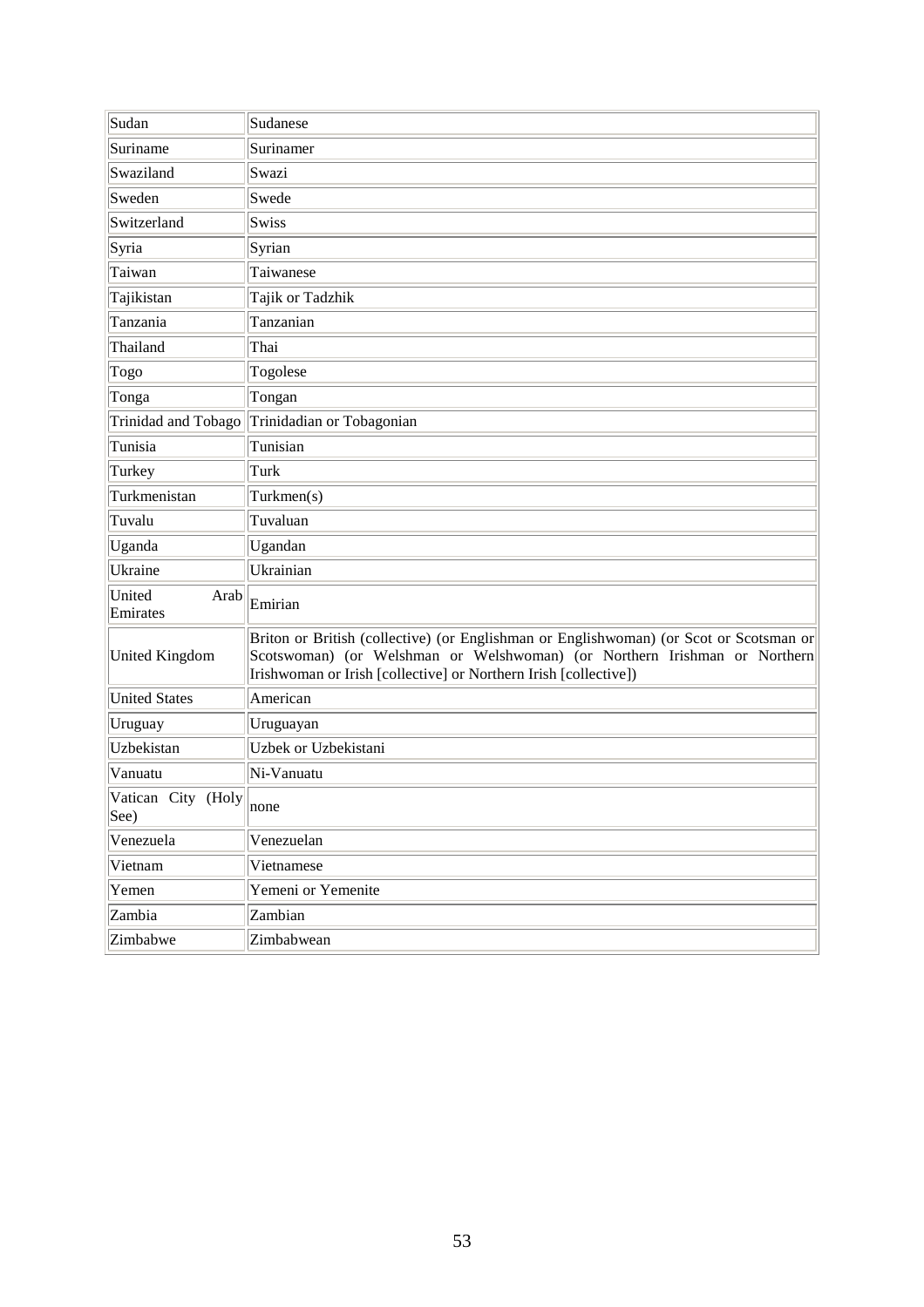| Sudan | Sudanese |
|---|---|
| Suriname | Surinamer |
| Swaziland | Swazi |
| Sweden | Swede |
| Switzerland | Swiss |
| Syria | Syrian |
| Taiwan | Taiwanese |
| Tajikistan | Tajik or Tadzhik |
| Tanzania | Tanzanian |
| Thailand | Thai |
| Togo | Togolese |
| Tonga | Tongan |
| Trinidad and Tobago | Trinidadian or Tobagonian |
| Tunisia | Tunisian |
| Turkey | Turk |
| Turkmenistan | Turkmen(s) |
| Tuvalu | Tuvaluan |
| Uganda | Ugandan |
| Ukraine | Ukrainian |
| United Arab Emirates | Emirian |
| United Kingdom | Briton or British (collective) (or Englishman or Englishwoman) (or Scot or Scotsman or Scotswoman) (or Welshman or Welshwoman) (or Northern Irishman or Northern Irishwoman or Irish [collective] or Northern Irish [collective]) |
| United States | American |
| Uruguay | Uruguayan |
| Uzbekistan | Uzbek or Uzbekistani |
| Vanuatu | Ni-Vanuatu |
| Vatican City (Holy See) | none |
| Venezuela | Venezuelan |
| Vietnam | Vietnamese |
| Yemen | Yemeni or Yemenite |
| Zambia | Zambian |
| Zimbabwe | Zimbabwean |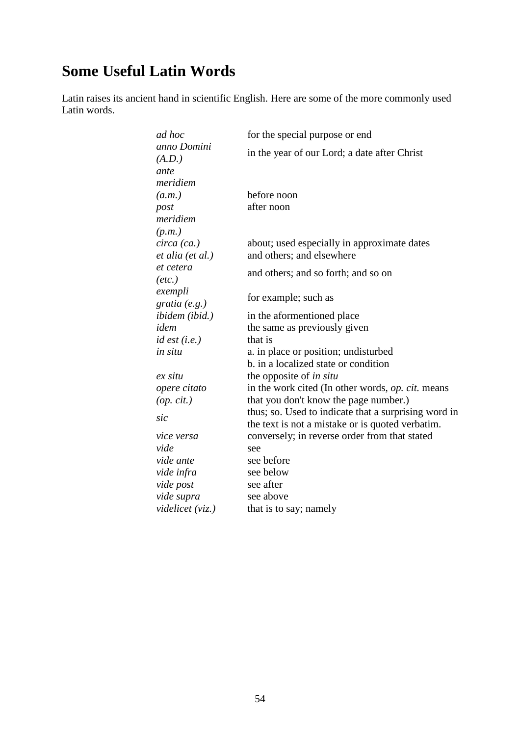# Some Useful Latin Words

Latin raises its ancient hand in scientific English. Here are some of the more commonly used Latin words.

| | |
|---|---|
| *ad hoc* | for the special purpose or end |
| *anno Domini (A.D.)* | in the year of our Lord; a date after Christ |
| *ante meridiem (a.m.)* | before noon |
| *post meridiem (p.m.)* | after noon |
| *circa (ca.)* | about; used especially in approximate dates |
| *et alia (et al.)* | and others; and elsewhere |
| *et cetera (etc.)* | and others; and so forth; and so on |
| *exempli gratia (e.g.)* | for example; such as |
| *ibidem (ibid.)* | in the aforementioned place |
| *idem* | the same as previously given |
| *id est (i.e.)* | that is |
| *in situ* | a. in place or position; undisturbed<br>b. in a localized state or condition |
| *ex situ* | the opposite of *in situ* |
| *opere citato (op. cit.)* | in the work cited (In other words, *op. cit.* means that you don't know the page number.) |
| *sic* | thus; so. Used to indicate that a surprising word in the text is not a mistake or is quoted verbatim. |
| *vice versa* | conversely; in reverse order from that stated |
| *vide* | see |
| *vide ante* | see before |
| *vide infra* | see below |
| *vide post* | see after |
| *vide supra* | see above |
| *videlicet (viz.)* | that is to say; namely |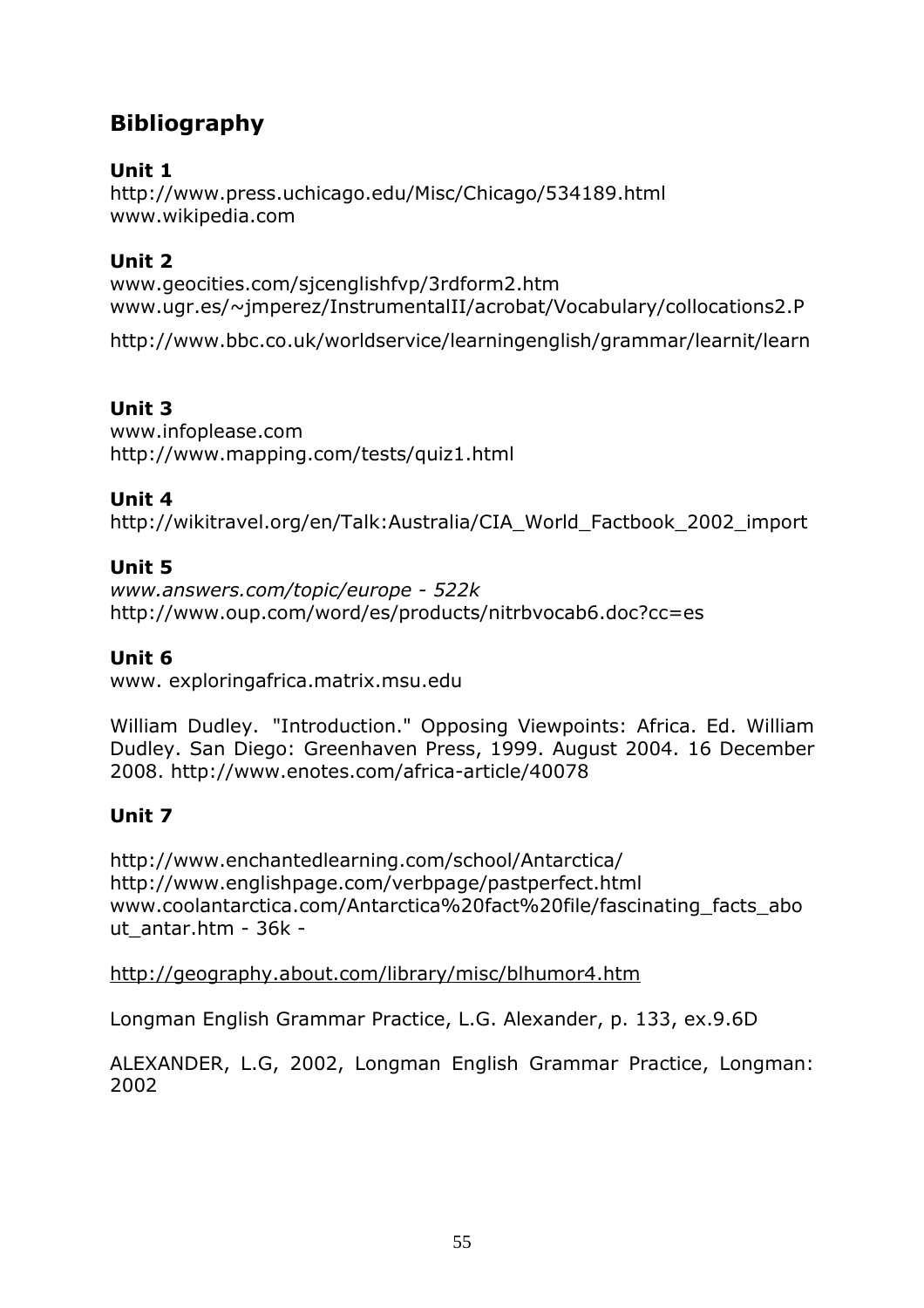## Bibliography

**Unit 1**
http://www.press.uchicago.edu/Misc/Chicago/534189.html
www.wikipedia.com

**Unit 2**
www.geocities.com/sjcenglishfvp/3rdform2.htm
www.ugr.es/~jmperez/InstrumentalII/acrobat/Vocabulary/collocations2.P

http://www.bbc.co.uk/worldservice/learningenglish/grammar/learnit/learn

**Unit 3**
www.infoplease.com
http://www.mapping.com/tests/quiz1.html

**Unit 4**
http://wikitravel.org/en/Talk:Australia/CIA_World_Factbook_2002_import

**Unit 5**
*www.answers.com/topic/europe - 522k*
http://www.oup.com/word/es/products/nitrbvocab6.doc?cc=es

**Unit 6**
www. exploringafrica.matrix.msu.edu

William Dudley. "Introduction." Opposing Viewpoints: Africa. Ed. William Dudley. San Diego: Greenhaven Press, 1999. August 2004. 16 December 2008. http://www.enotes.com/africa-article/40078

**Unit 7**

http://www.enchantedlearning.com/school/Antarctica/
http://www.englishpage.com/verbpage/pastperfect.html
www.coolantarctica.com/Antarctica%20fact%20file/fascinating_facts_about_antar.htm - 36k -

http://geography.about.com/library/misc/blhumor4.htm

Longman English Grammar Practice, L.G. Alexander, p. 133, ex.9.6D

ALEXANDER, L.G, 2002, Longman English Grammar Practice, Longman: 2002